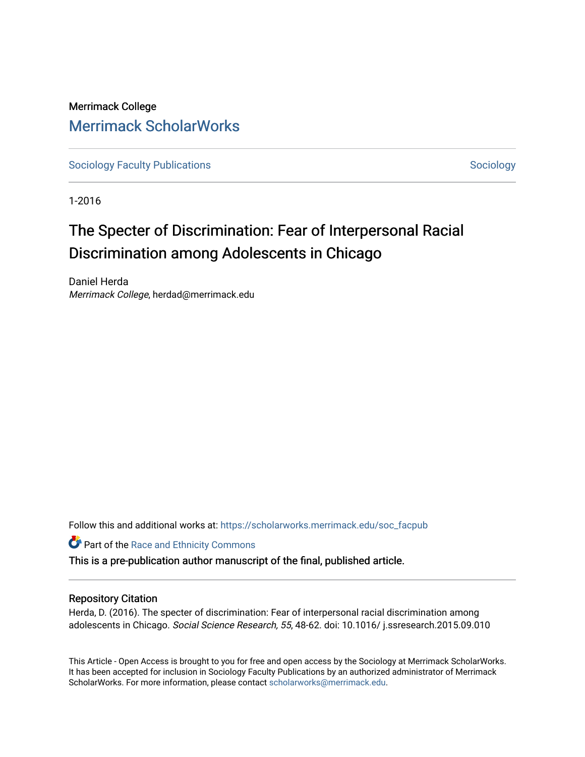Merrimack College

## Merrimack ScholarWorks

Sociology Faculty Publications | Sociology

1-2016

# The Specter of Discrimination: Fear of Interpersonal Racial Discrimination among Adolescents in Chicago

Daniel Herda
*Merrimack College*, herdad@merrimack.edu

Follow this and additional works at: https://scholarworks.merrimack.edu/soc_facpub

Part of the Race and Ethnicity Commons

This is a pre-publication author manuscript of the final, published article.

### Repository Citation

Herda, D. (2016). The specter of discrimination: Fear of interpersonal racial discrimination among adolescents in Chicago. *Social Science Research, 55*, 48-62. doi: 10.1016/ j.ssresearch.2015.09.010

This Article - Open Access is brought to you for free and open access by the Sociology at Merrimack ScholarWorks. It has been accepted for inclusion in Sociology Faculty Publications by an authorized administrator of Merrimack ScholarWorks. For more information, please contact scholarworks@merrimack.edu.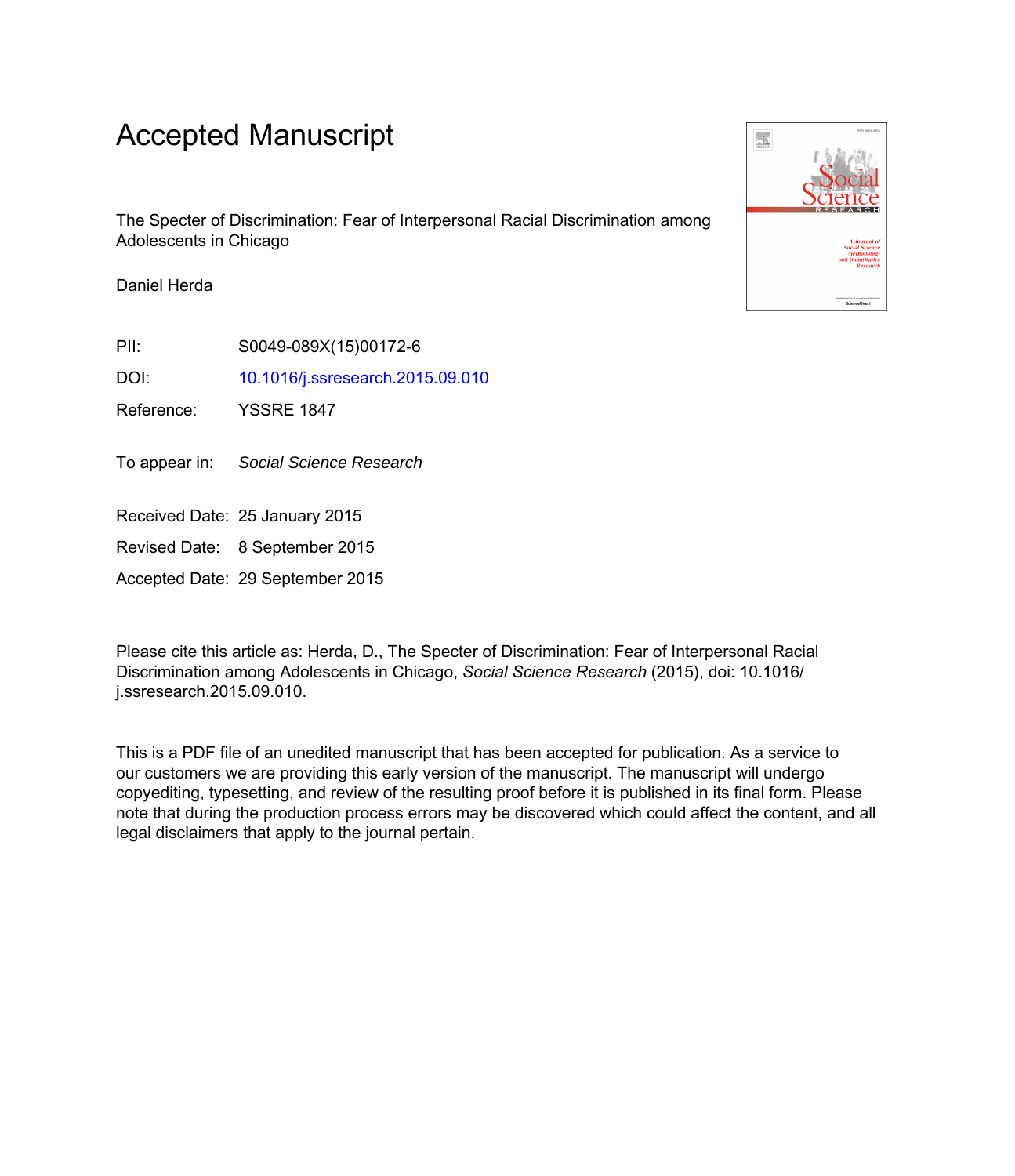# Accepted Manuscript

The Specter of Discrimination: Fear of Interpersonal Racial Discrimination among Adolescents in Chicago

Daniel Herda

PII: S0049-089X(15)00172-6

DOI: 10.1016/j.ssresearch.2015.09.010

Reference: YSSRE 1847

To appear in: *Social Science Research*

Received Date: 25 January 2015

Revised Date: 8 September 2015

Accepted Date: 29 September 2015

Please cite this article as: Herda, D., The Specter of Discrimination: Fear of Interpersonal Racial Discrimination among Adolescents in Chicago, *Social Science Research* (2015), doi: 10.1016/j.ssresearch.2015.09.010.

This is a PDF file of an unedited manuscript that has been accepted for publication. As a service to our customers we are providing this early version of the manuscript. The manuscript will undergo copyediting, typesetting, and review of the resulting proof before it is published in its final form. Please note that during the production process errors may be discovered which could affect the content, and all legal disclaimers that apply to the journal pertain.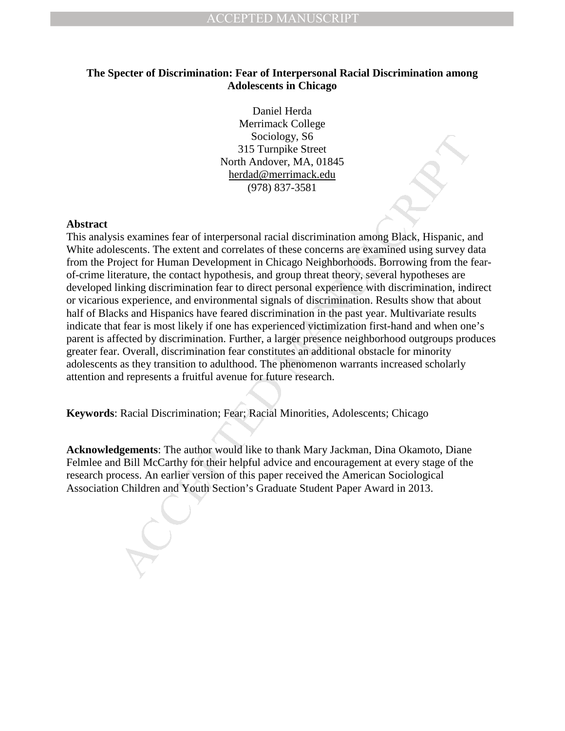**The Specter of Discrimination: Fear of Interpersonal Racial Discrimination among Adolescents in Chicago**

Daniel Herda
Merrimack College
Sociology, S6
315 Turnpike Street
North Andover, MA, 01845
herdad@merrimack.edu
(978) 837-3581

**Abstract**

This analysis examines fear of interpersonal racial discrimination among Black, Hispanic, and White adolescents. The extent and correlates of these concerns are examined using survey data from the Project for Human Development in Chicago Neighborhoods. Borrowing from the fear-of-crime literature, the contact hypothesis, and group threat theory, several hypotheses are developed linking discrimination fear to direct personal experience with discrimination, indirect or vicarious experience, and environmental signals of discrimination. Results show that about half of Blacks and Hispanics have feared discrimination in the past year. Multivariate results indicate that fear is most likely if one has experienced victimization first-hand and when one's parent is affected by discrimination. Further, a larger presence neighborhood outgroups produces greater fear. Overall, discrimination fear constitutes an additional obstacle for minority adolescents as they transition to adulthood. The phenomenon warrants increased scholarly attention and represents a fruitful avenue for future research.

**Keywords**: Racial Discrimination; Fear; Racial Minorities, Adolescents; Chicago

**Acknowledgements**: The author would like to thank Mary Jackman, Dina Okamoto, Diane Felmlee and Bill McCarthy for their helpful advice and encouragement at every stage of the research process. An earlier version of this paper received the American Sociological Association Children and Youth Section's Graduate Student Paper Award in 2013.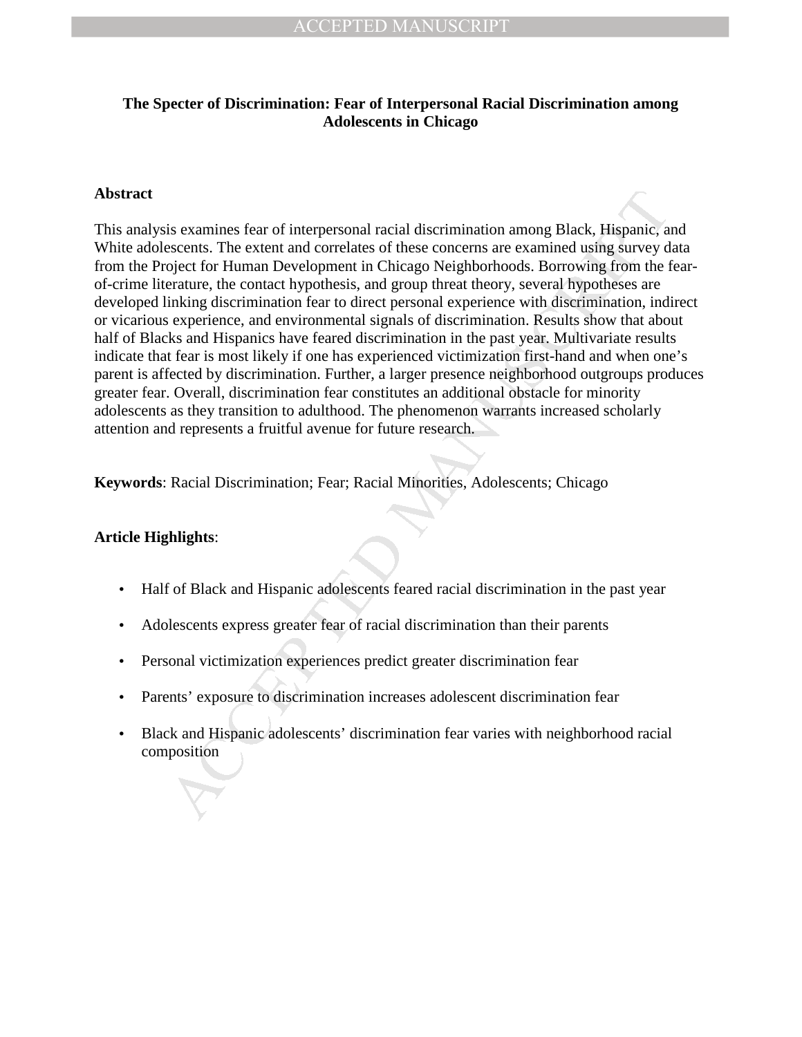**The Specter of Discrimination: Fear of Interpersonal Racial Discrimination among Adolescents in Chicago**

**Abstract**

This analysis examines fear of interpersonal racial discrimination among Black, Hispanic, and White adolescents. The extent and correlates of these concerns are examined using survey data from the Project for Human Development in Chicago Neighborhoods. Borrowing from the fear-of-crime literature, the contact hypothesis, and group threat theory, several hypotheses are developed linking discrimination fear to direct personal experience with discrimination, indirect or vicarious experience, and environmental signals of discrimination. Results show that about half of Blacks and Hispanics have feared discrimination in the past year. Multivariate results indicate that fear is most likely if one has experienced victimization first-hand and when one's parent is affected by discrimination. Further, a larger presence neighborhood outgroups produces greater fear. Overall, discrimination fear constitutes an additional obstacle for minority adolescents as they transition to adulthood. The phenomenon warrants increased scholarly attention and represents a fruitful avenue for future research.

**Keywords**: Racial Discrimination; Fear; Racial Minorities, Adolescents; Chicago

**Article Highlights**:

- Half of Black and Hispanic adolescents feared racial discrimination in the past year
- Adolescents express greater fear of racial discrimination than their parents
- Personal victimization experiences predict greater discrimination fear
- Parents' exposure to discrimination increases adolescent discrimination fear
- Black and Hispanic adolescents' discrimination fear varies with neighborhood racial composition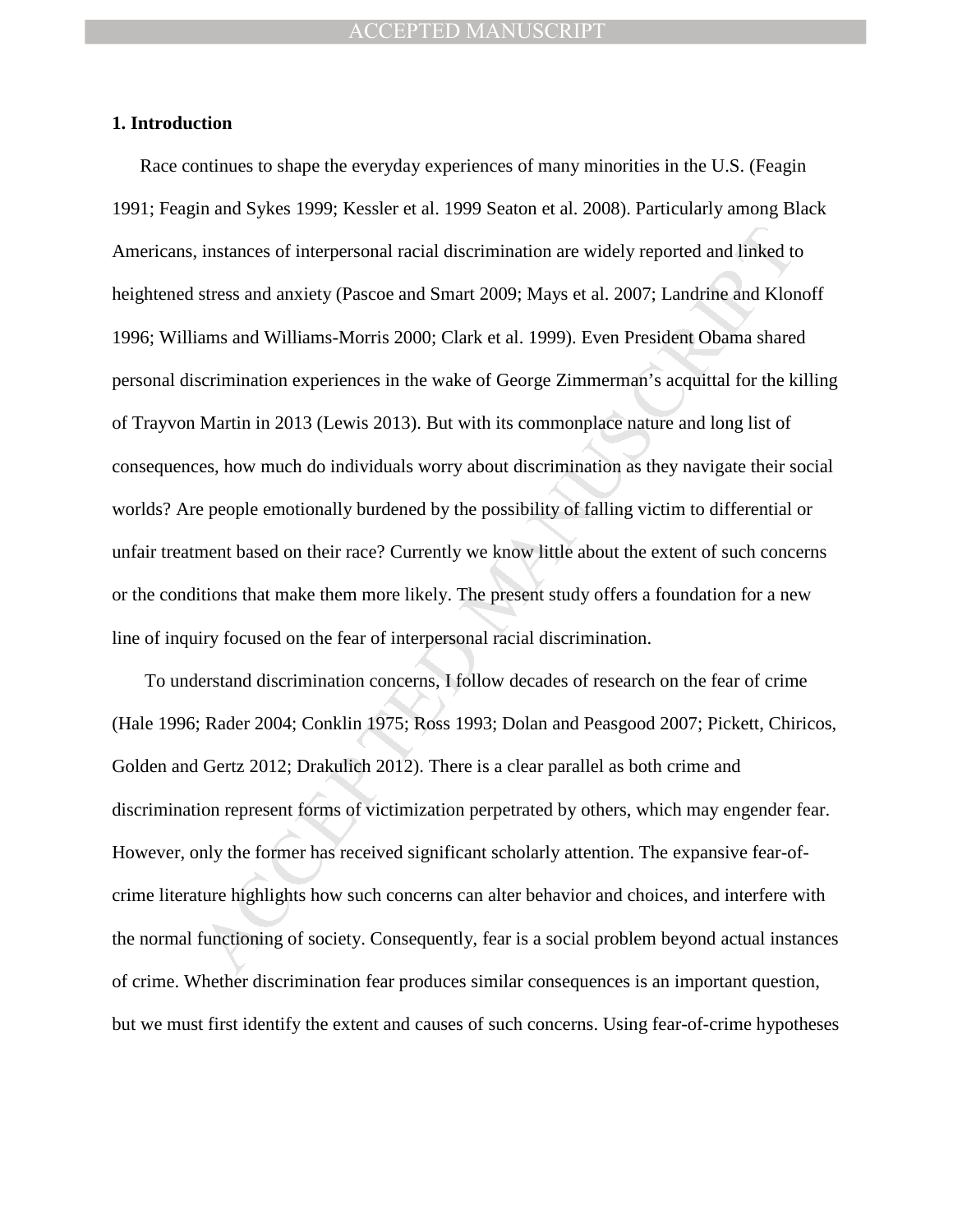## 1. Introduction

Race continues to shape the everyday experiences of many minorities in the U.S. (Feagin 1991; Feagin and Sykes 1999; Kessler et al. 1999 Seaton et al. 2008). Particularly among Black Americans, instances of interpersonal racial discrimination are widely reported and linked to heightened stress and anxiety (Pascoe and Smart 2009; Mays et al. 2007; Landrine and Klonoff 1996; Williams and Williams-Morris 2000; Clark et al. 1999). Even President Obama shared personal discrimination experiences in the wake of George Zimmerman's acquittal for the killing of Trayvon Martin in 2013 (Lewis 2013). But with its commonplace nature and long list of consequences, how much do individuals worry about discrimination as they navigate their social worlds? Are people emotionally burdened by the possibility of falling victim to differential or unfair treatment based on their race? Currently we know little about the extent of such concerns or the conditions that make them more likely. The present study offers a foundation for a new line of inquiry focused on the fear of interpersonal racial discrimination.

To understand discrimination concerns, I follow decades of research on the fear of crime (Hale 1996; Rader 2004; Conklin 1975; Ross 1993; Dolan and Peasgood 2007; Pickett, Chiricos, Golden and Gertz 2012; Drakulich 2012). There is a clear parallel as both crime and discrimination represent forms of victimization perpetrated by others, which may engender fear. However, only the former has received significant scholarly attention. The expansive fear-of-crime literature highlights how such concerns can alter behavior and choices, and interfere with the normal functioning of society. Consequently, fear is a social problem beyond actual instances of crime. Whether discrimination fear produces similar consequences is an important question, but we must first identify the extent and causes of such concerns. Using fear-of-crime hypotheses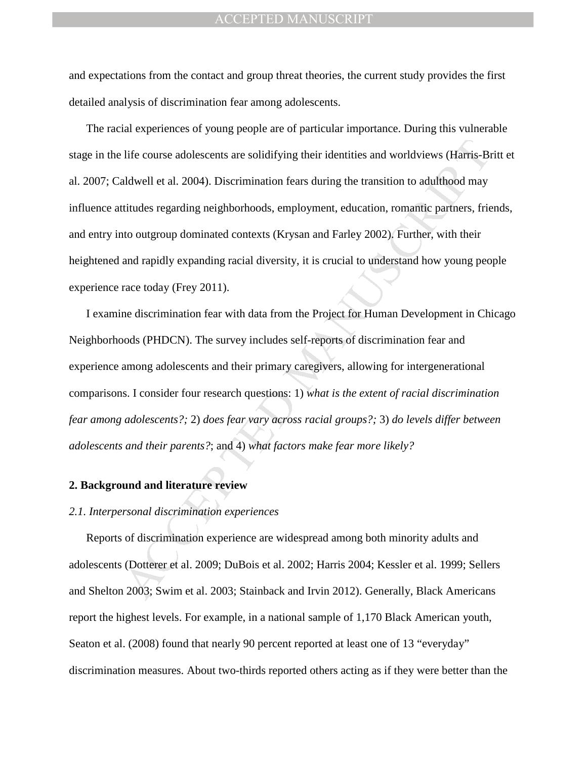and expectations from the contact and group threat theories, the current study provides the first detailed analysis of discrimination fear among adolescents.

The racial experiences of young people are of particular importance. During this vulnerable stage in the life course adolescents are solidifying their identities and worldviews (Harris-Britt et al. 2007; Caldwell et al. 2004). Discrimination fears during the transition to adulthood may influence attitudes regarding neighborhoods, employment, education, romantic partners, friends, and entry into outgroup dominated contexts (Krysan and Farley 2002). Further, with their heightened and rapidly expanding racial diversity, it is crucial to understand how young people experience race today (Frey 2011).

I examine discrimination fear with data from the Project for Human Development in Chicago Neighborhoods (PHDCN). The survey includes self-reports of discrimination fear and experience among adolescents and their primary caregivers, allowing for intergenerational comparisons. I consider four research questions: 1) *what is the extent of racial discrimination fear among adolescents?;* 2) *does fear vary across racial groups?;* 3) *do levels differ between adolescents and their parents?*; and 4) *what factors make fear more likely?*

## 2. Background and literature review

### *2.1. Interpersonal discrimination experiences*

Reports of discrimination experience are widespread among both minority adults and adolescents (Dotterer et al. 2009; DuBois et al. 2002; Harris 2004; Kessler et al. 1999; Sellers and Shelton 2003; Swim et al. 2003; Stainback and Irvin 2012). Generally, Black Americans report the highest levels. For example, in a national sample of 1,170 Black American youth, Seaton et al. (2008) found that nearly 90 percent reported at least one of 13 "everyday" discrimination measures. About two-thirds reported others acting as if they were better than the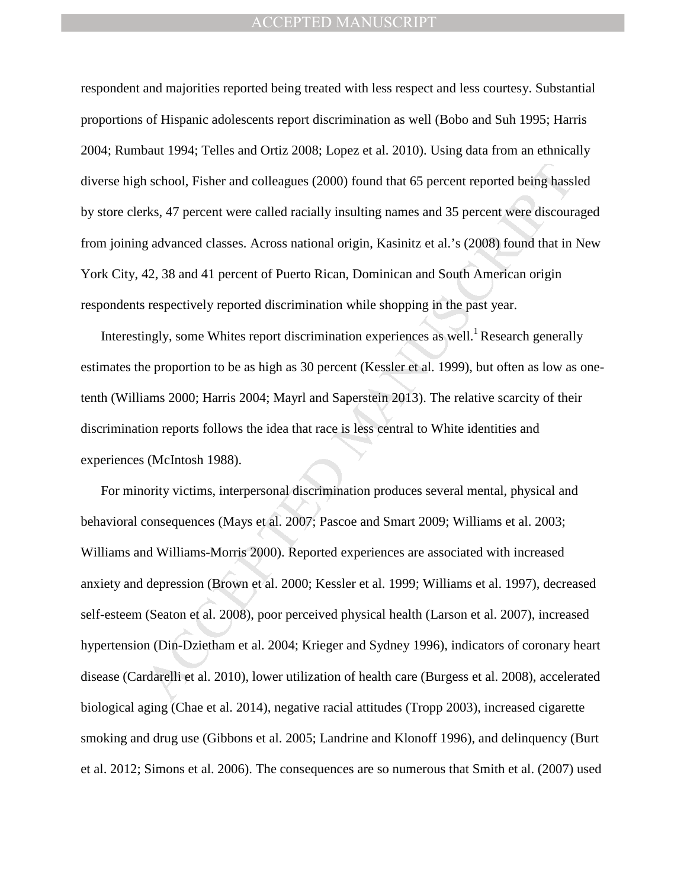respondent and majorities reported being treated with less respect and less courtesy. Substantial proportions of Hispanic adolescents report discrimination as well (Bobo and Suh 1995; Harris 2004; Rumbaut 1994; Telles and Ortiz 2008; Lopez et al. 2010). Using data from an ethnically diverse high school, Fisher and colleagues (2000) found that 65 percent reported being hassled by store clerks, 47 percent were called racially insulting names and 35 percent were discouraged from joining advanced classes. Across national origin, Kasinitz et al.'s (2008) found that in New York City, 42, 38 and 41 percent of Puerto Rican, Dominican and South American origin respondents respectively reported discrimination while shopping in the past year.

Interestingly, some Whites report discrimination experiences as well.[1] Research generally estimates the proportion to be as high as 30 percent (Kessler et al. 1999), but often as low as one-tenth (Williams 2000; Harris 2004; Mayrl and Saperstein 2013). The relative scarcity of their discrimination reports follows the idea that race is less central to White identities and experiences (McIntosh 1988).

For minority victims, interpersonal discrimination produces several mental, physical and behavioral consequences (Mays et al. 2007; Pascoe and Smart 2009; Williams et al. 2003; Williams and Williams-Morris 2000). Reported experiences are associated with increased anxiety and depression (Brown et al. 2000; Kessler et al. 1999; Williams et al. 1997), decreased self-esteem (Seaton et al. 2008), poor perceived physical health (Larson et al. 2007), increased hypertension (Din-Dzietham et al. 2004; Krieger and Sydney 1996), indicators of coronary heart disease (Cardarelli et al. 2010), lower utilization of health care (Burgess et al. 2008), accelerated biological aging (Chae et al. 2014), negative racial attitudes (Tropp 2003), increased cigarette smoking and drug use (Gibbons et al. 2005; Landrine and Klonoff 1996), and delinquency (Burt et al. 2012; Simons et al. 2006). The consequences are so numerous that Smith et al. (2007) used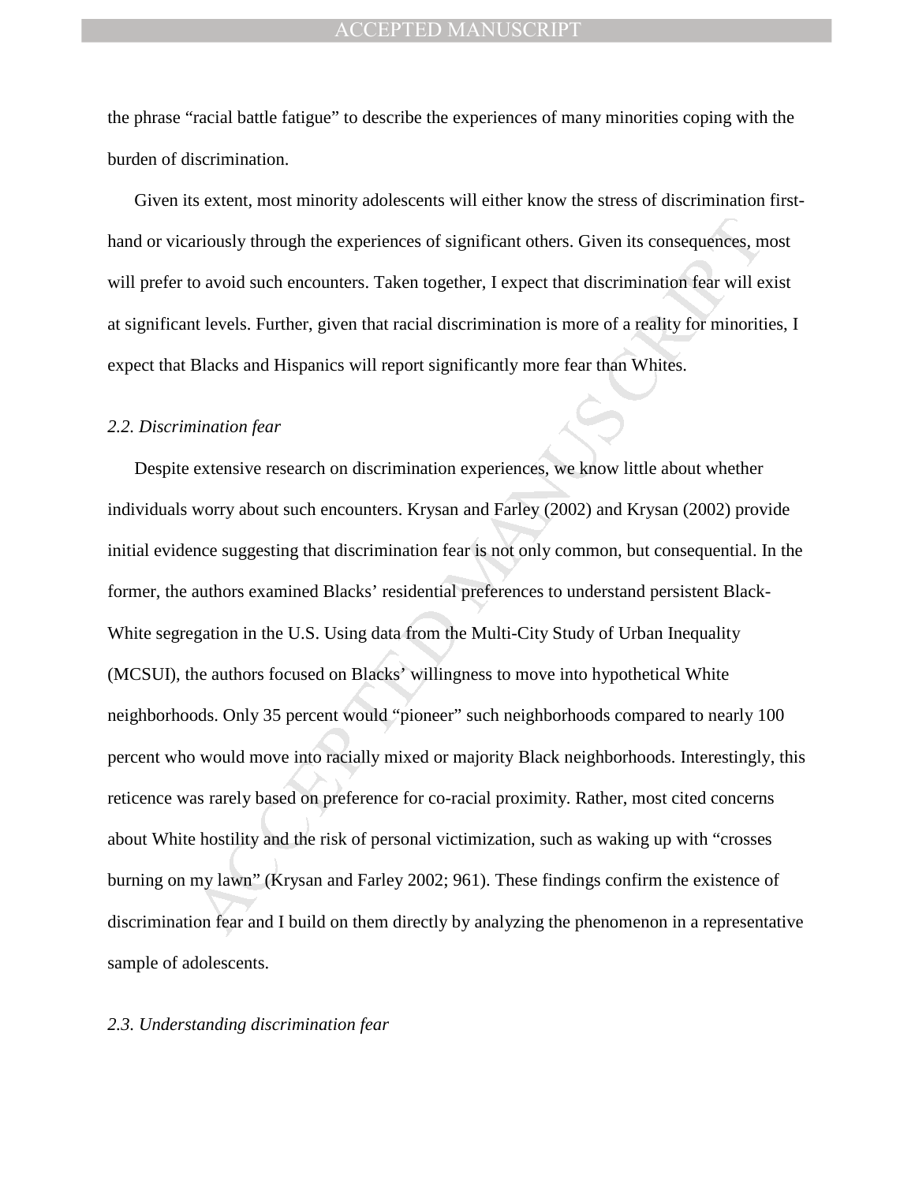the phrase "racial battle fatigue" to describe the experiences of many minorities coping with the burden of discrimination.

Given its extent, most minority adolescents will either know the stress of discrimination first-hand or vicariously through the experiences of significant others. Given its consequences, most will prefer to avoid such encounters. Taken together, I expect that discrimination fear will exist at significant levels. Further, given that racial discrimination is more of a reality for minorities, I expect that Blacks and Hispanics will report significantly more fear than Whites.

### *2.2. Discrimination fear*

Despite extensive research on discrimination experiences, we know little about whether individuals worry about such encounters. Krysan and Farley (2002) and Krysan (2002) provide initial evidence suggesting that discrimination fear is not only common, but consequential. In the former, the authors examined Blacks' residential preferences to understand persistent Black-White segregation in the U.S. Using data from the Multi-City Study of Urban Inequality (MCSUI), the authors focused on Blacks' willingness to move into hypothetical White neighborhoods. Only 35 percent would "pioneer" such neighborhoods compared to nearly 100 percent who would move into racially mixed or majority Black neighborhoods. Interestingly, this reticence was rarely based on preference for co-racial proximity. Rather, most cited concerns about White hostility and the risk of personal victimization, such as waking up with "crosses burning on my lawn" (Krysan and Farley 2002; 961). These findings confirm the existence of discrimination fear and I build on them directly by analyzing the phenomenon in a representative sample of adolescents.

### *2.3. Understanding discrimination fear*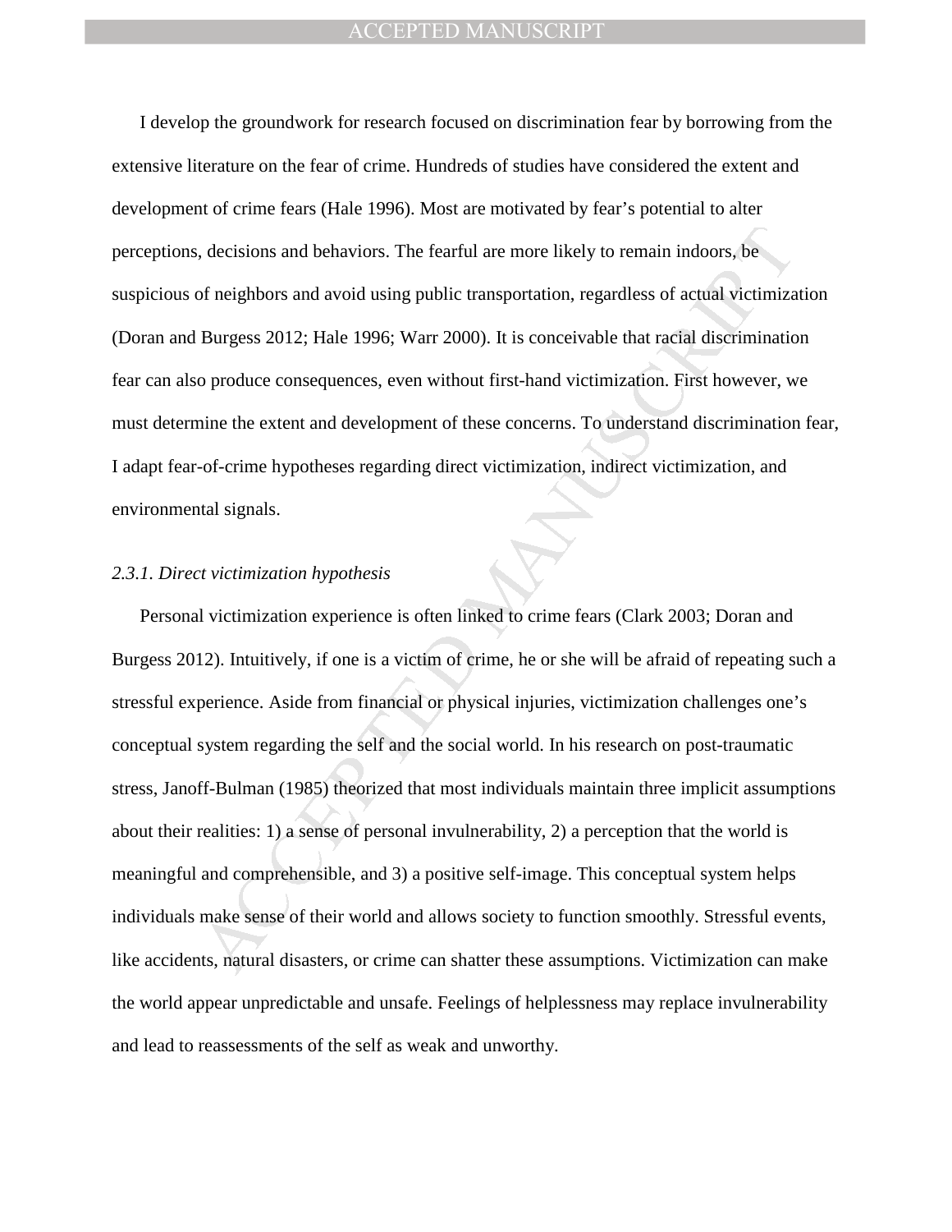I develop the groundwork for research focused on discrimination fear by borrowing from the extensive literature on the fear of crime. Hundreds of studies have considered the extent and development of crime fears (Hale 1996). Most are motivated by fear's potential to alter perceptions, decisions and behaviors. The fearful are more likely to remain indoors, be suspicious of neighbors and avoid using public transportation, regardless of actual victimization (Doran and Burgess 2012; Hale 1996; Warr 2000). It is conceivable that racial discrimination fear can also produce consequences, even without first-hand victimization. First however, we must determine the extent and development of these concerns. To understand discrimination fear, I adapt fear-of-crime hypotheses regarding direct victimization, indirect victimization, and environmental signals.

### *2.3.1. Direct victimization hypothesis*

Personal victimization experience is often linked to crime fears (Clark 2003; Doran and Burgess 2012). Intuitively, if one is a victim of crime, he or she will be afraid of repeating such a stressful experience. Aside from financial or physical injuries, victimization challenges one's conceptual system regarding the self and the social world. In his research on post-traumatic stress, Janoff-Bulman (1985) theorized that most individuals maintain three implicit assumptions about their realities: 1) a sense of personal invulnerability, 2) a perception that the world is meaningful and comprehensible, and 3) a positive self-image. This conceptual system helps individuals make sense of their world and allows society to function smoothly. Stressful events, like accidents, natural disasters, or crime can shatter these assumptions. Victimization can make the world appear unpredictable and unsafe. Feelings of helplessness may replace invulnerability and lead to reassessments of the self as weak and unworthy.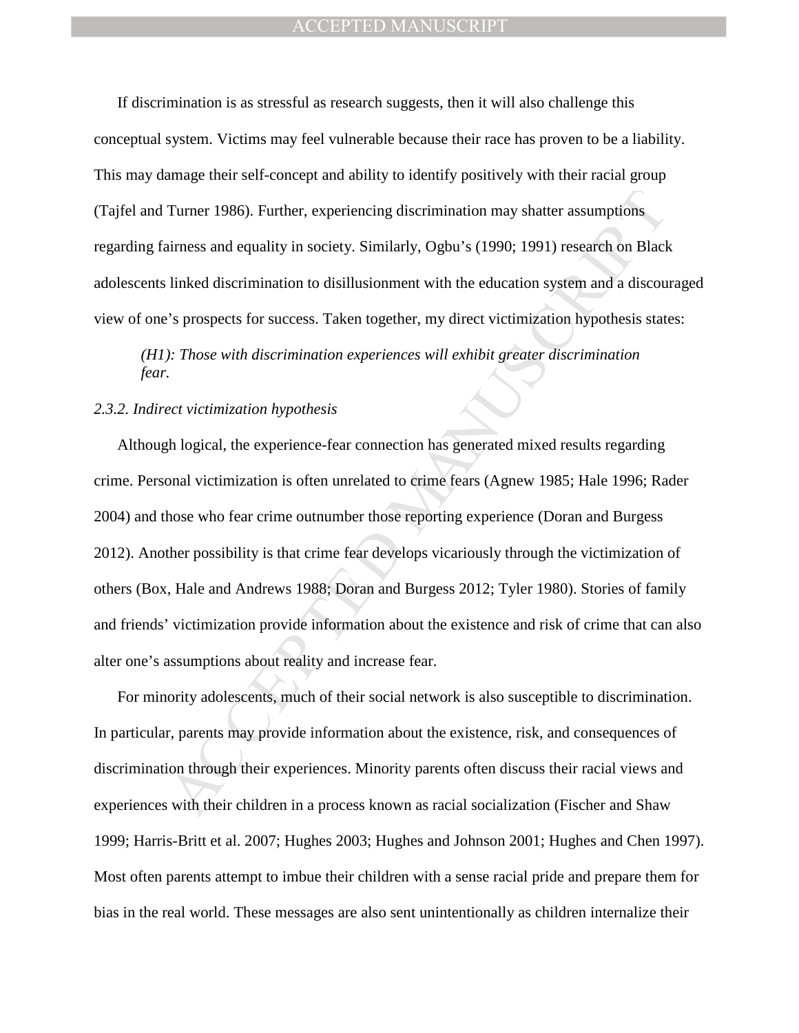If discrimination is as stressful as research suggests, then it will also challenge this conceptual system. Victims may feel vulnerable because their race has proven to be a liability. This may damage their self-concept and ability to identify positively with their racial group (Tajfel and Turner 1986). Further, experiencing discrimination may shatter assumptions regarding fairness and equality in society. Similarly, Ogbu's (1990; 1991) research on Black adolescents linked discrimination to disillusionment with the education system and a discouraged view of one's prospects for success. Taken together, my direct victimization hypothesis states:

> *(H1): Those with discrimination experiences will exhibit greater discrimination fear.*

*2.3.2. Indirect victimization hypothesis*

Although logical, the experience-fear connection has generated mixed results regarding crime. Personal victimization is often unrelated to crime fears (Agnew 1985; Hale 1996; Rader 2004) and those who fear crime outnumber those reporting experience (Doran and Burgess 2012). Another possibility is that crime fear develops vicariously through the victimization of others (Box, Hale and Andrews 1988; Doran and Burgess 2012; Tyler 1980). Stories of family and friends' victimization provide information about the existence and risk of crime that can also alter one's assumptions about reality and increase fear.

For minority adolescents, much of their social network is also susceptible to discrimination. In particular, parents may provide information about the existence, risk, and consequences of discrimination through their experiences. Minority parents often discuss their racial views and experiences with their children in a process known as racial socialization (Fischer and Shaw 1999; Harris-Britt et al. 2007; Hughes 2003; Hughes and Johnson 2001; Hughes and Chen 1997). Most often parents attempt to imbue their children with a sense racial pride and prepare them for bias in the real world. These messages are also sent unintentionally as children internalize their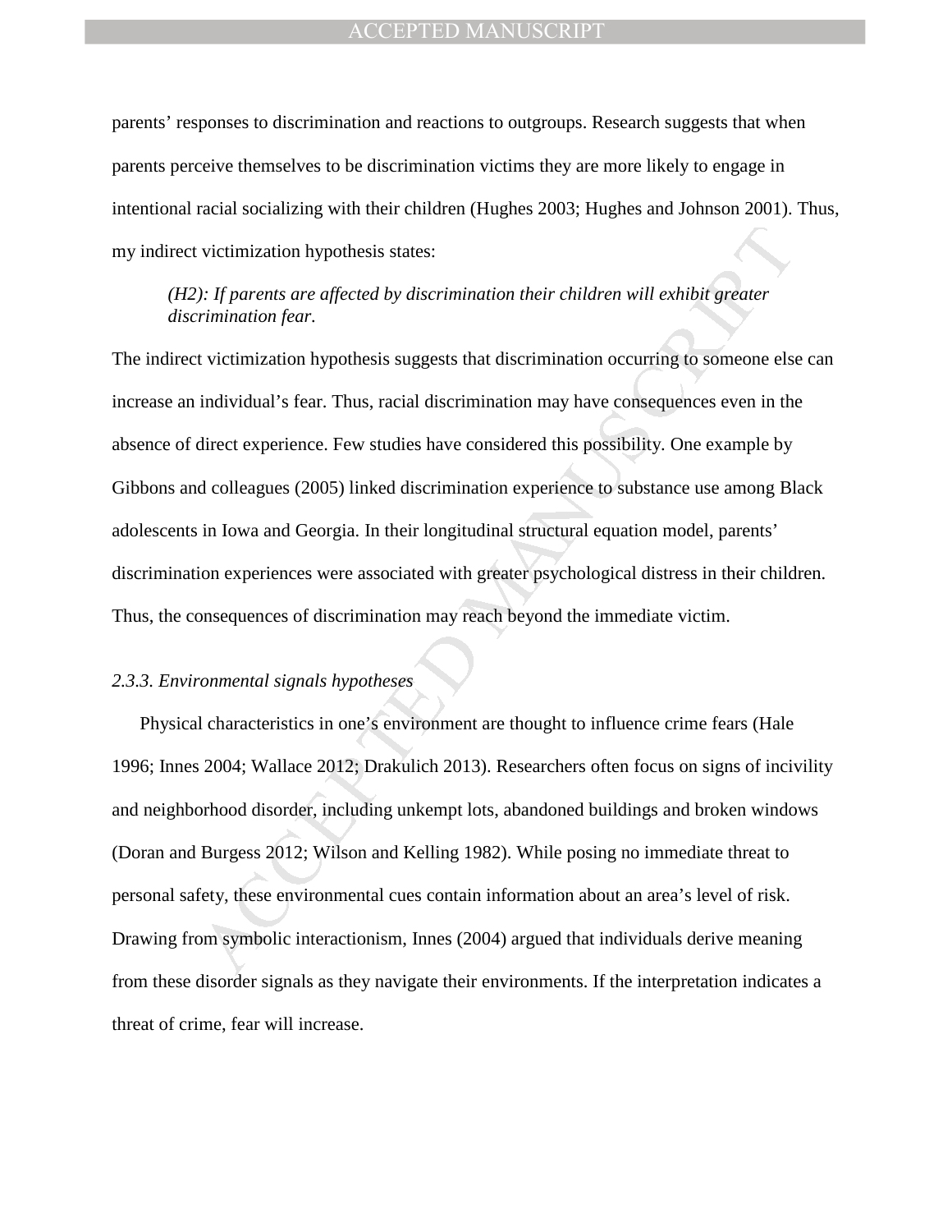parents' responses to discrimination and reactions to outgroups. Research suggests that when parents perceive themselves to be discrimination victims they are more likely to engage in intentional racial socializing with their children (Hughes 2003; Hughes and Johnson 2001). Thus, my indirect victimization hypothesis states:

> *(H2): If parents are affected by discrimination their children will exhibit greater discrimination fear.*

The indirect victimization hypothesis suggests that discrimination occurring to someone else can increase an individual's fear. Thus, racial discrimination may have consequences even in the absence of direct experience. Few studies have considered this possibility. One example by Gibbons and colleagues (2005) linked discrimination experience to substance use among Black adolescents in Iowa and Georgia. In their longitudinal structural equation model, parents' discrimination experiences were associated with greater psychological distress in their children. Thus, the consequences of discrimination may reach beyond the immediate victim.

### *2.3.3. Environmental signals hypotheses*

Physical characteristics in one's environment are thought to influence crime fears (Hale 1996; Innes 2004; Wallace 2012; Drakulich 2013). Researchers often focus on signs of incivility and neighborhood disorder, including unkempt lots, abandoned buildings and broken windows (Doran and Burgess 2012; Wilson and Kelling 1982). While posing no immediate threat to personal safety, these environmental cues contain information about an area's level of risk. Drawing from symbolic interactionism, Innes (2004) argued that individuals derive meaning from these disorder signals as they navigate their environments. If the interpretation indicates a threat of crime, fear will increase.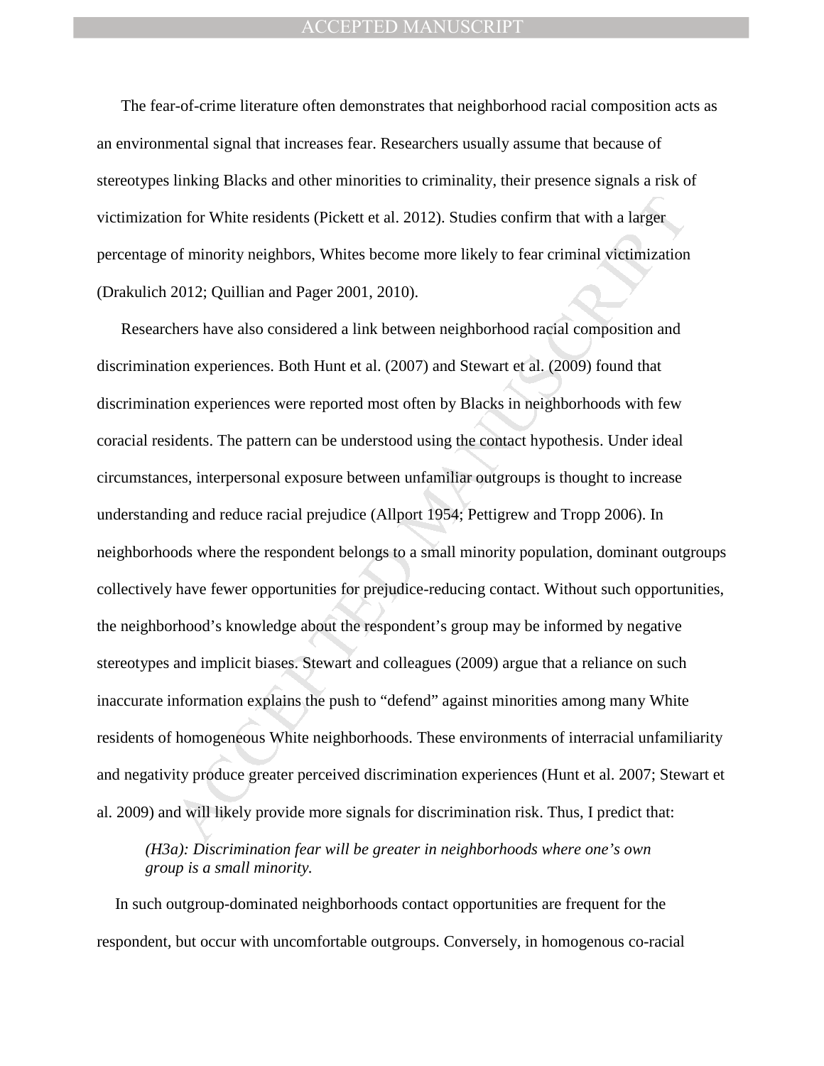The fear-of-crime literature often demonstrates that neighborhood racial composition acts as an environmental signal that increases fear. Researchers usually assume that because of stereotypes linking Blacks and other minorities to criminality, their presence signals a risk of victimization for White residents (Pickett et al. 2012). Studies confirm that with a larger percentage of minority neighbors, Whites become more likely to fear criminal victimization (Drakulich 2012; Quillian and Pager 2001, 2010).

Researchers have also considered a link between neighborhood racial composition and discrimination experiences. Both Hunt et al. (2007) and Stewart et al. (2009) found that discrimination experiences were reported most often by Blacks in neighborhoods with few coracial residents. The pattern can be understood using the contact hypothesis. Under ideal circumstances, interpersonal exposure between unfamiliar outgroups is thought to increase understanding and reduce racial prejudice (Allport 1954; Pettigrew and Tropp 2006). In neighborhoods where the respondent belongs to a small minority population, dominant outgroups collectively have fewer opportunities for prejudice-reducing contact. Without such opportunities, the neighborhood's knowledge about the respondent's group may be informed by negative stereotypes and implicit biases. Stewart and colleagues (2009) argue that a reliance on such inaccurate information explains the push to "defend" against minorities among many White residents of homogeneous White neighborhoods. These environments of interracial unfamiliarity and negativity produce greater perceived discrimination experiences (Hunt et al. 2007; Stewart et al. 2009) and will likely provide more signals for discrimination risk. Thus, I predict that:

> *(H3a): Discrimination fear will be greater in neighborhoods where one's own group is a small minority.*

In such outgroup-dominated neighborhoods contact opportunities are frequent for the respondent, but occur with uncomfortable outgroups. Conversely, in homogenous co-racial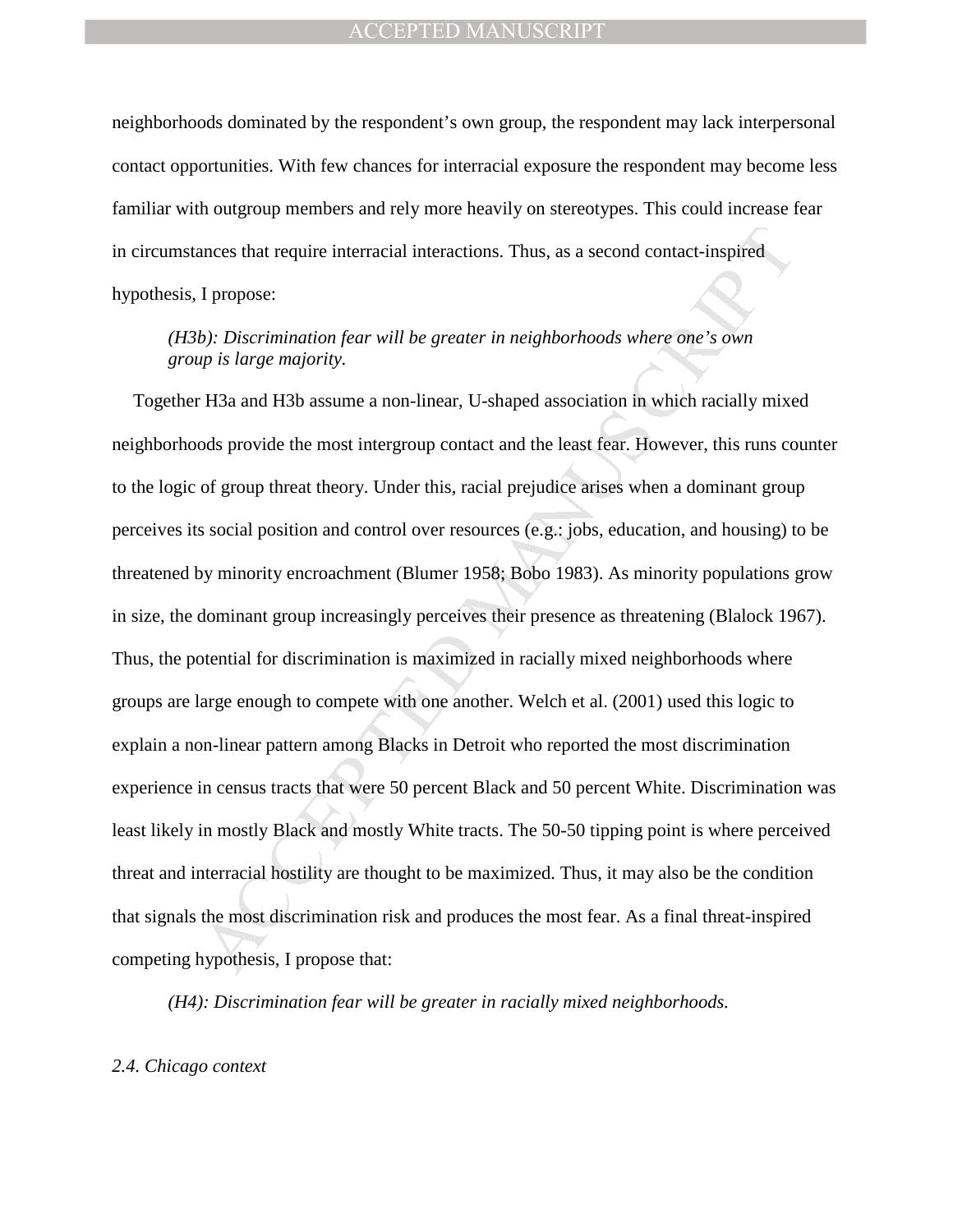neighborhoods dominated by the respondent's own group, the respondent may lack interpersonal contact opportunities. With few chances for interracial exposure the respondent may become less familiar with outgroup members and rely more heavily on stereotypes. This could increase fear in circumstances that require interracial interactions. Thus, as a second contact-inspired hypothesis, I propose:

> *(H3b): Discrimination fear will be greater in neighborhoods where one's own group is large majority.*

Together H3a and H3b assume a non-linear, U-shaped association in which racially mixed neighborhoods provide the most intergroup contact and the least fear. However, this runs counter to the logic of group threat theory. Under this, racial prejudice arises when a dominant group perceives its social position and control over resources (e.g.: jobs, education, and housing) to be threatened by minority encroachment (Blumer 1958; Bobo 1983). As minority populations grow in size, the dominant group increasingly perceives their presence as threatening (Blalock 1967). Thus, the potential for discrimination is maximized in racially mixed neighborhoods where groups are large enough to compete with one another. Welch et al. (2001) used this logic to explain a non-linear pattern among Blacks in Detroit who reported the most discrimination experience in census tracts that were 50 percent Black and 50 percent White. Discrimination was least likely in mostly Black and mostly White tracts. The 50-50 tipping point is where perceived threat and interracial hostility are thought to be maximized. Thus, it may also be the condition that signals the most discrimination risk and produces the most fear. As a final threat-inspired competing hypothesis, I propose that:

> *(H4): Discrimination fear will be greater in racially mixed neighborhoods.*

### *2.4. Chicago context*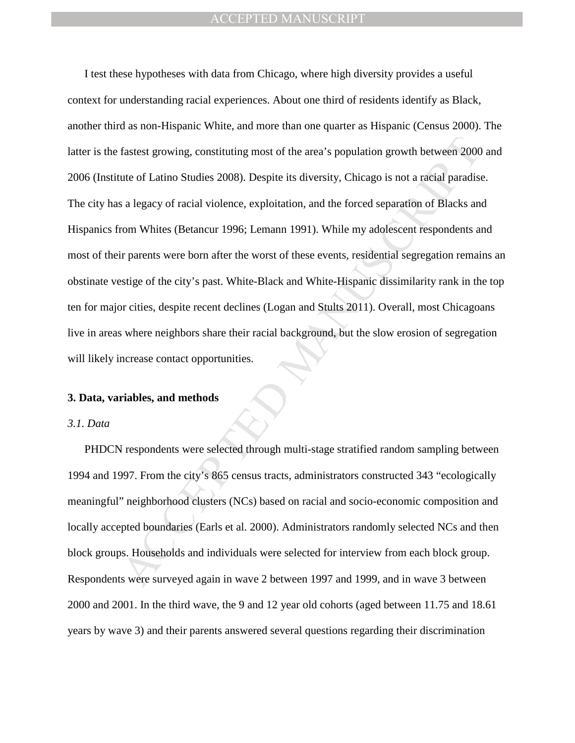I test these hypotheses with data from Chicago, where high diversity provides a useful context for understanding racial experiences. About one third of residents identify as Black, another third as non-Hispanic White, and more than one quarter as Hispanic (Census 2000). The latter is the fastest growing, constituting most of the area's population growth between 2000 and 2006 (Institute of Latino Studies 2008). Despite its diversity, Chicago is not a racial paradise. The city has a legacy of racial violence, exploitation, and the forced separation of Blacks and Hispanics from Whites (Betancur 1996; Lemann 1991). While my adolescent respondents and most of their parents were born after the worst of these events, residential segregation remains an obstinate vestige of the city's past. White-Black and White-Hispanic dissimilarity rank in the top ten for major cities, despite recent declines (Logan and Stults 2011). Overall, most Chicagoans live in areas where neighbors share their racial background, but the slow erosion of segregation will likely increase contact opportunities.

## 3. Data, variables, and methods

### *3.1. Data*

PHDCN respondents were selected through multi-stage stratified random sampling between 1994 and 1997. From the city's 865 census tracts, administrators constructed 343 "ecologically meaningful" neighborhood clusters (NCs) based on racial and socio-economic composition and locally accepted boundaries (Earls et al. 2000). Administrators randomly selected NCs and then block groups. Households and individuals were selected for interview from each block group. Respondents were surveyed again in wave 2 between 1997 and 1999, and in wave 3 between 2000 and 2001. In the third wave, the 9 and 12 year old cohorts (aged between 11.75 and 18.61 years by wave 3) and their parents answered several questions regarding their discrimination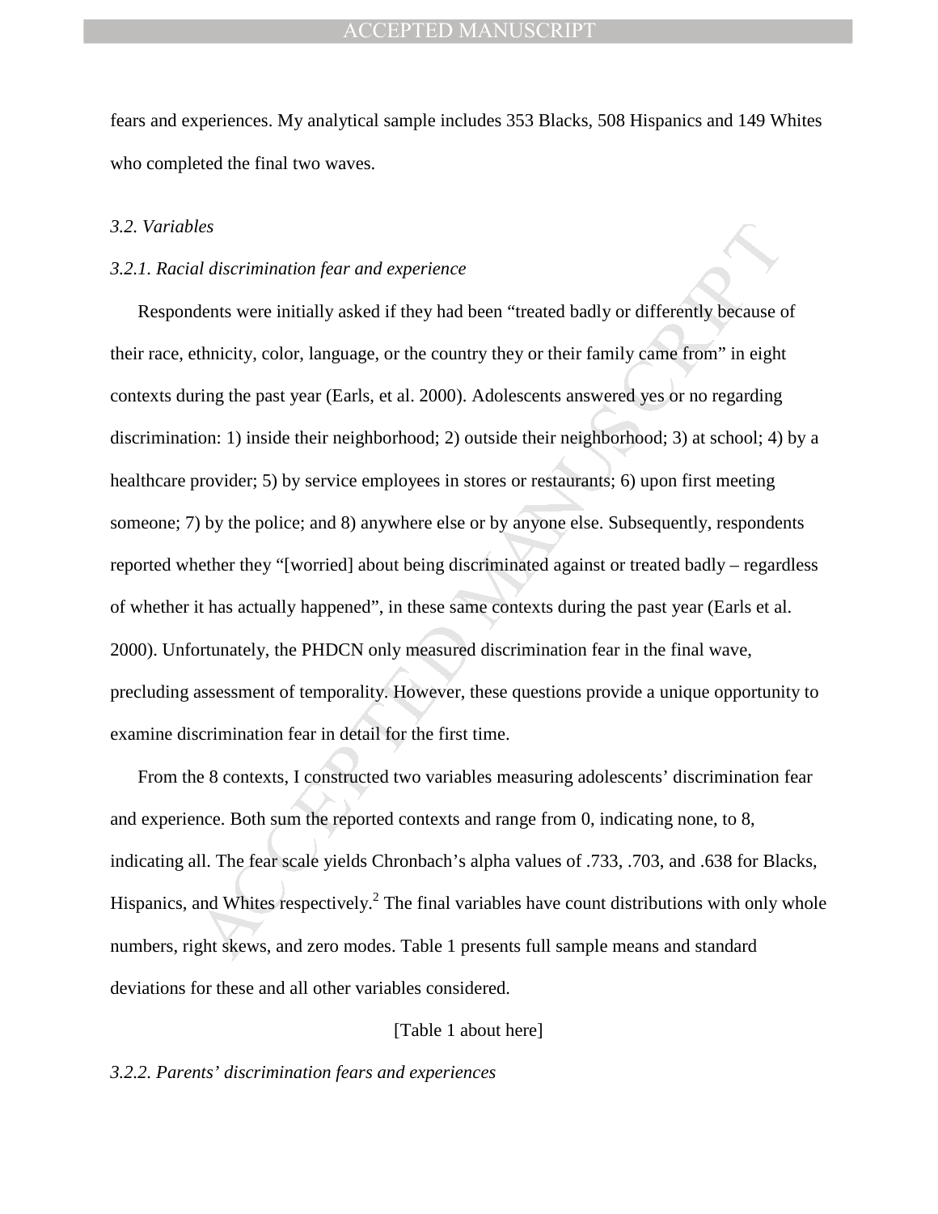fears and experiences. My analytical sample includes 353 Blacks, 508 Hispanics and 149 Whites who completed the final two waves.

### *3.2. Variables*

#### *3.2.1. Racial discrimination fear and experience*

Respondents were initially asked if they had been "treated badly or differently because of their race, ethnicity, color, language, or the country they or their family came from" in eight contexts during the past year (Earls, et al. 2000). Adolescents answered yes or no regarding discrimination: 1) inside their neighborhood; 2) outside their neighborhood; 3) at school; 4) by a healthcare provider; 5) by service employees in stores or restaurants; 6) upon first meeting someone; 7) by the police; and 8) anywhere else or by anyone else. Subsequently, respondents reported whether they "[worried] about being discriminated against or treated badly – regardless of whether it has actually happened", in these same contexts during the past year (Earls et al. 2000). Unfortunately, the PHDCN only measured discrimination fear in the final wave, precluding assessment of temporality. However, these questions provide a unique opportunity to examine discrimination fear in detail for the first time.

From the 8 contexts, I constructed two variables measuring adolescents' discrimination fear and experience. Both sum the reported contexts and range from 0, indicating none, to 8, indicating all. The fear scale yields Chronbach's alpha values of .733, .703, and .638 for Blacks, Hispanics, and Whites respectively.[2] The final variables have count distributions with only whole numbers, right skews, and zero modes. Table 1 presents full sample means and standard deviations for these and all other variables considered.

[Table 1 about here]

#### *3.2.2. Parents' discrimination fears and experiences*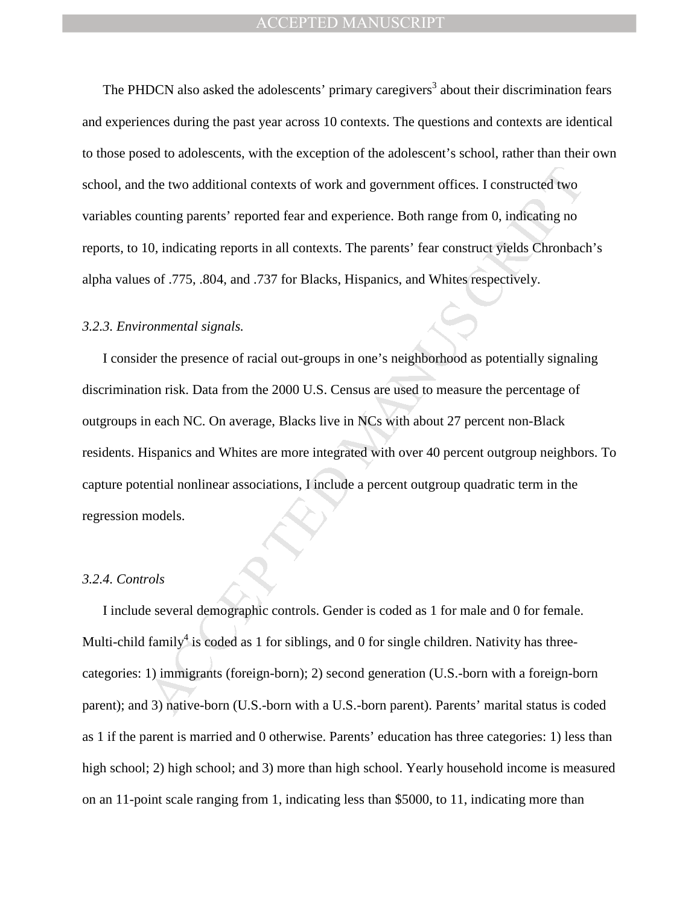The PHDCN also asked the adolescents' primary caregivers[3] about their discrimination fears and experiences during the past year across 10 contexts. The questions and contexts are identical to those posed to adolescents, with the exception of the adolescent's school, rather than their own school, and the two additional contexts of work and government offices. I constructed two variables counting parents' reported fear and experience. Both range from 0, indicating no reports, to 10, indicating reports in all contexts. The parents' fear construct yields Chronbach's alpha values of .775, .804, and .737 for Blacks, Hispanics, and Whites respectively.

### *3.2.3. Environmental signals.*

I consider the presence of racial out-groups in one's neighborhood as potentially signaling discrimination risk. Data from the 2000 U.S. Census are used to measure the percentage of outgroups in each NC. On average, Blacks live in NCs with about 27 percent non-Black residents. Hispanics and Whites are more integrated with over 40 percent outgroup neighbors. To capture potential nonlinear associations, I include a percent outgroup quadratic term in the regression models.

### *3.2.4. Controls*

I include several demographic controls. Gender is coded as 1 for male and 0 for female. Multi-child family[4] is coded as 1 for siblings, and 0 for single children. Nativity has three-categories: 1) immigrants (foreign-born); 2) second generation (U.S.-born with a foreign-born parent); and 3) native-born (U.S.-born with a U.S.-born parent). Parents' marital status is coded as 1 if the parent is married and 0 otherwise. Parents' education has three categories: 1) less than high school; 2) high school; and 3) more than high school. Yearly household income is measured on an 11-point scale ranging from 1, indicating less than \$5000, to 11, indicating more than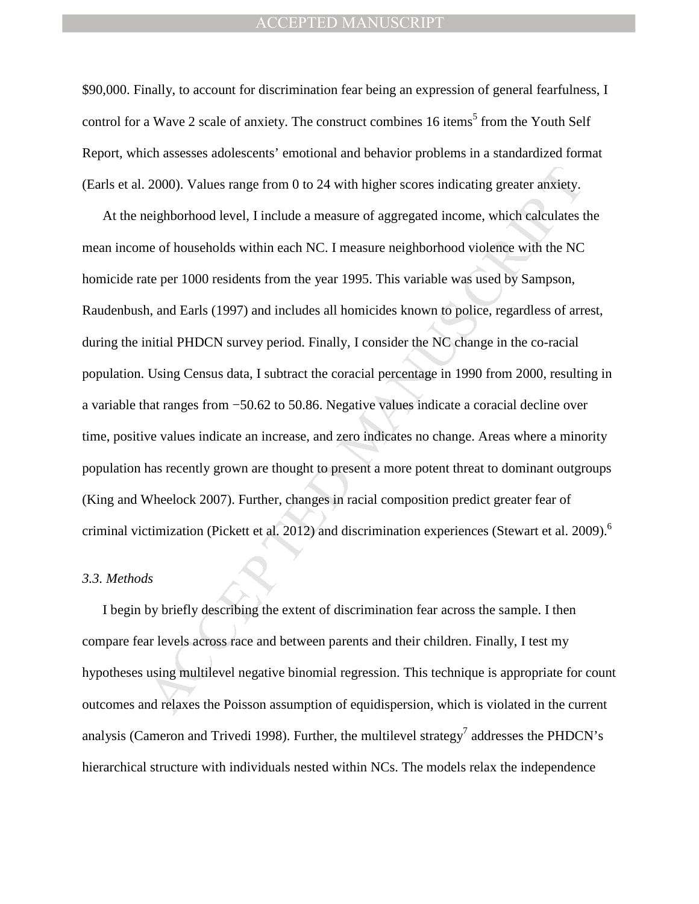$90,000. Finally, to account for discrimination fear being an expression of general fearfulness, I control for a Wave 2 scale of anxiety. The construct combines 16 items[5] from the Youth Self Report, which assesses adolescents' emotional and behavior problems in a standardized format (Earls et al. 2000). Values range from 0 to 24 with higher scores indicating greater anxiety.

At the neighborhood level, I include a measure of aggregated income, which calculates the mean income of households within each NC. I measure neighborhood violence with the NC homicide rate per 1000 residents from the year 1995. This variable was used by Sampson, Raudenbush, and Earls (1997) and includes all homicides known to police, regardless of arrest, during the initial PHDCN survey period. Finally, I consider the NC change in the co-racial population. Using Census data, I subtract the coracial percentage in 1990 from 2000, resulting in a variable that ranges from −50.62 to 50.86. Negative values indicate a coracial decline over time, positive values indicate an increase, and zero indicates no change. Areas where a minority population has recently grown are thought to present a more potent threat to dominant outgroups (King and Wheelock 2007). Further, changes in racial composition predict greater fear of criminal victimization (Pickett et al. 2012) and discrimination experiences (Stewart et al. 2009).[6]

### *3.3. Methods*

I begin by briefly describing the extent of discrimination fear across the sample. I then compare fear levels across race and between parents and their children. Finally, I test my hypotheses using multilevel negative binomial regression. This technique is appropriate for count outcomes and relaxes the Poisson assumption of equidispersion, which is violated in the current analysis (Cameron and Trivedi 1998). Further, the multilevel strategy[7] addresses the PHDCN's hierarchical structure with individuals nested within NCs. The models relax the independence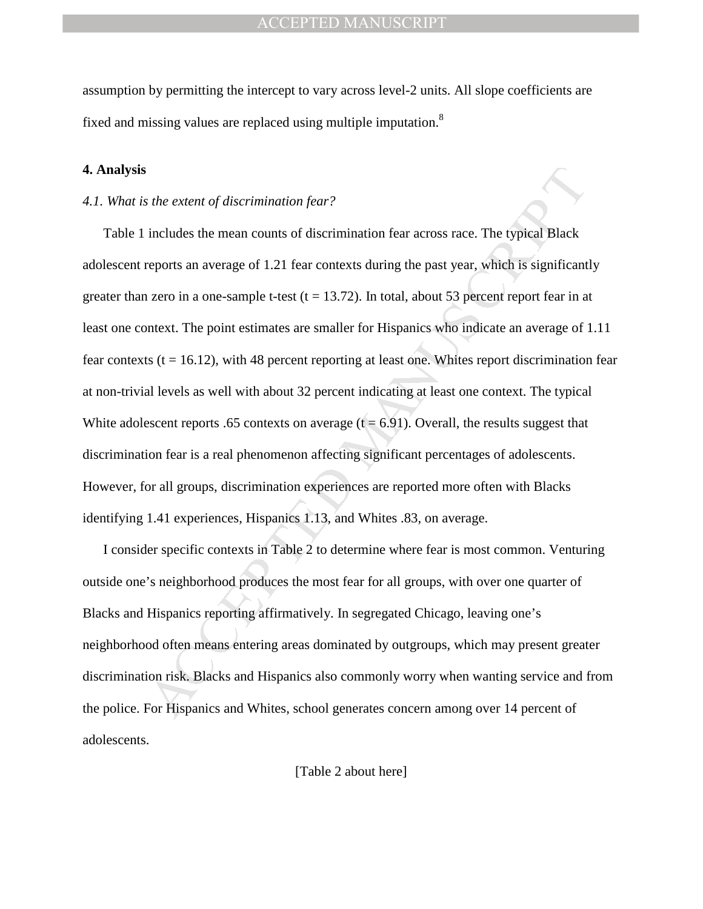assumption by permitting the intercept to vary across level-2 units. All slope coefficients are fixed and missing values are replaced using multiple imputation.[8]

## 4. Analysis

### *4.1. What is the extent of discrimination fear?*

Table 1 includes the mean counts of discrimination fear across race. The typical Black adolescent reports an average of 1.21 fear contexts during the past year, which is significantly greater than zero in a one-sample t-test ($t = 13.72$). In total, about 53 percent report fear in at least one context. The point estimates are smaller for Hispanics who indicate an average of 1.11 fear contexts ($t = 16.12$), with 48 percent reporting at least one. Whites report discrimination fear at non-trivial levels as well with about 32 percent indicating at least one context. The typical White adolescent reports .65 contexts on average ($t = 6.91$). Overall, the results suggest that discrimination fear is a real phenomenon affecting significant percentages of adolescents. However, for all groups, discrimination experiences are reported more often with Blacks identifying 1.41 experiences, Hispanics 1.13, and Whites .83, on average.

I consider specific contexts in Table 2 to determine where fear is most common. Venturing outside one's neighborhood produces the most fear for all groups, with over one quarter of Blacks and Hispanics reporting affirmatively. In segregated Chicago, leaving one's neighborhood often means entering areas dominated by outgroups, which may present greater discrimination risk. Blacks and Hispanics also commonly worry when wanting service and from the police. For Hispanics and Whites, school generates concern among over 14 percent of adolescents.

[Table 2 about here]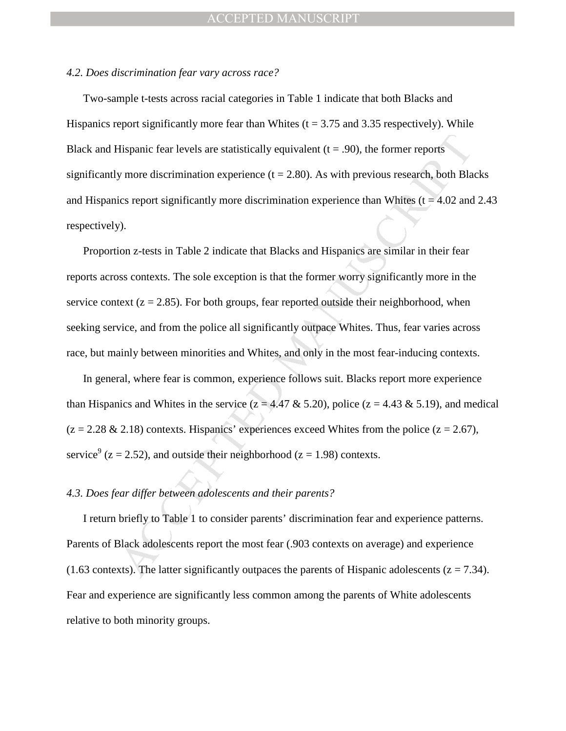### *4.2. Does discrimination fear vary across race?*

Two-sample t-tests across racial categories in Table 1 indicate that both Blacks and Hispanics report significantly more fear than Whites ($t = 3.75$ and $3.35$ respectively). While Black and Hispanic fear levels are statistically equivalent ($t = .90$), the former reports significantly more discrimination experience ($t = 2.80$). As with previous research, both Blacks and Hispanics report significantly more discrimination experience than Whites ($t = 4.02$ and $2.43$ respectively).

Proportion z-tests in Table 2 indicate that Blacks and Hispanics are similar in their fear reports across contexts. The sole exception is that the former worry significantly more in the service context ($z = 2.85$). For both groups, fear reported outside their neighborhood, when seeking service, and from the police all significantly outpace Whites. Thus, fear varies across race, but mainly between minorities and Whites, and only in the most fear-inducing contexts.

In general, where fear is common, experience follows suit. Blacks report more experience than Hispanics and Whites in the service ($z = 4.47$ & $5.20$), police ($z = 4.43$ & $5.19$), and medical ($z = 2.28$ & $2.18$) contexts. Hispanics' experiences exceed Whites from the police ($z = 2.67$), service[9] ($z = 2.52$), and outside their neighborhood ($z = 1.98$) contexts.

### *4.3. Does fear differ between adolescents and their parents?*

I return briefly to Table 1 to consider parents' discrimination fear and experience patterns. Parents of Black adolescents report the most fear (.903 contexts on average) and experience (1.63 contexts). The latter significantly outpaces the parents of Hispanic adolescents ($z = 7.34$). Fear and experience are significantly less common among the parents of White adolescents relative to both minority groups.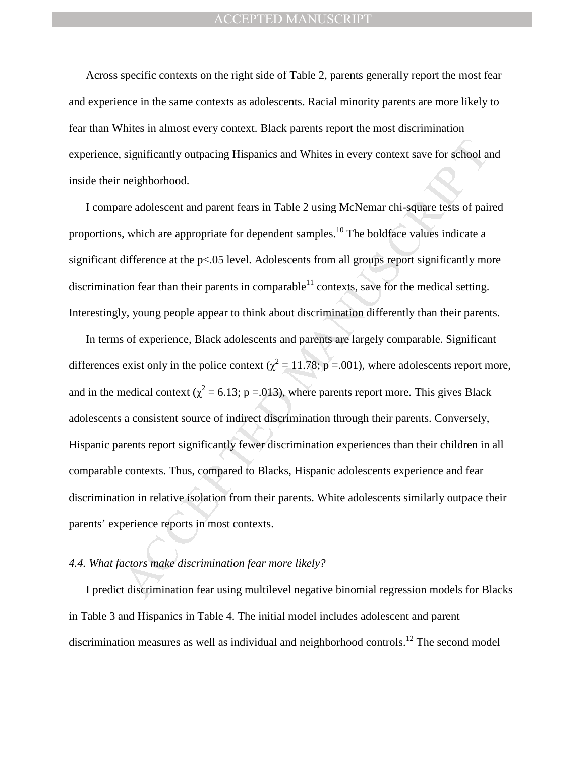Across specific contexts on the right side of Table 2, parents generally report the most fear and experience in the same contexts as adolescents. Racial minority parents are more likely to fear than Whites in almost every context. Black parents report the most discrimination experience, significantly outpacing Hispanics and Whites in every context save for school and inside their neighborhood.

I compare adolescent and parent fears in Table 2 using McNemar chi-square tests of paired proportions, which are appropriate for dependent samples.[10] The boldface values indicate a significant difference at the p<.05 level. Adolescents from all groups report significantly more discrimination fear than their parents in comparable[11] contexts, save for the medical setting. Interestingly, young people appear to think about discrimination differently than their parents.

In terms of experience, Black adolescents and parents are largely comparable. Significant differences exist only in the police context ($\chi^2 = 11.78$; p =.001), where adolescents report more, and in the medical context ($\chi^2 = 6.13$; p =.013), where parents report more. This gives Black adolescents a consistent source of indirect discrimination through their parents. Conversely, Hispanic parents report significantly fewer discrimination experiences than their children in all comparable contexts. Thus, compared to Blacks, Hispanic adolescents experience and fear discrimination in relative isolation from their parents. White adolescents similarly outpace their parents' experience reports in most contexts.

### *4.4. What factors make discrimination fear more likely?*

I predict discrimination fear using multilevel negative binomial regression models for Blacks in Table 3 and Hispanics in Table 4. The initial model includes adolescent and parent discrimination measures as well as individual and neighborhood controls.[12] The second model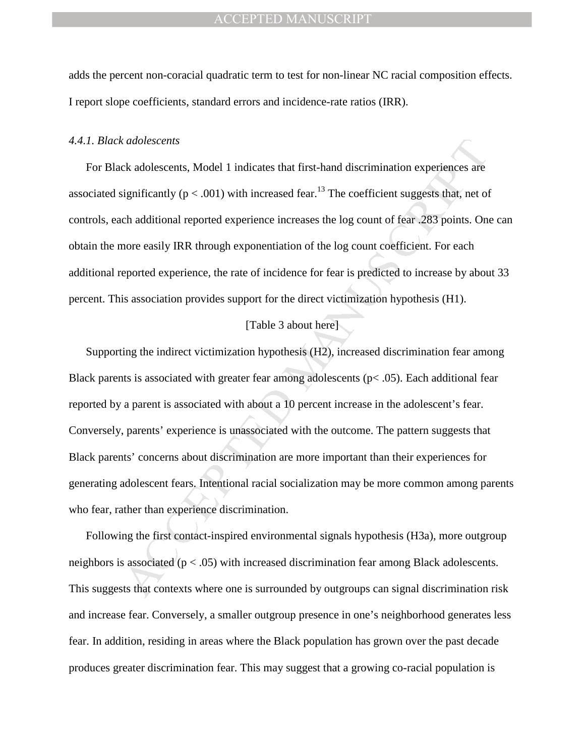adds the percent non-coracial quadratic term to test for non-linear NC racial composition effects. I report slope coefficients, standard errors and incidence-rate ratios (IRR).

### *4.4.1. Black adolescents*

For Black adolescents, Model 1 indicates that first-hand discrimination experiences are associated significantly ($p < .001$) with increased fear.[13] The coefficient suggests that, net of controls, each additional reported experience increases the log count of fear .283 points. One can obtain the more easily IRR through exponentiation of the log count coefficient. For each additional reported experience, the rate of incidence for fear is predicted to increase by about 33 percent. This association provides support for the direct victimization hypothesis (H1).

[Table 3 about here]

Supporting the indirect victimization hypothesis (H2), increased discrimination fear among Black parents is associated with greater fear among adolescents ($p< .05$). Each additional fear reported by a parent is associated with about a 10 percent increase in the adolescent's fear. Conversely, parents' experience is unassociated with the outcome. The pattern suggests that Black parents' concerns about discrimination are more important than their experiences for generating adolescent fears. Intentional racial socialization may be more common among parents who fear, rather than experience discrimination.

Following the first contact-inspired environmental signals hypothesis (H3a), more outgroup neighbors is associated ($p < .05$) with increased discrimination fear among Black adolescents. This suggests that contexts where one is surrounded by outgroups can signal discrimination risk and increase fear. Conversely, a smaller outgroup presence in one's neighborhood generates less fear. In addition, residing in areas where the Black population has grown over the past decade produces greater discrimination fear. This may suggest that a growing co-racial population is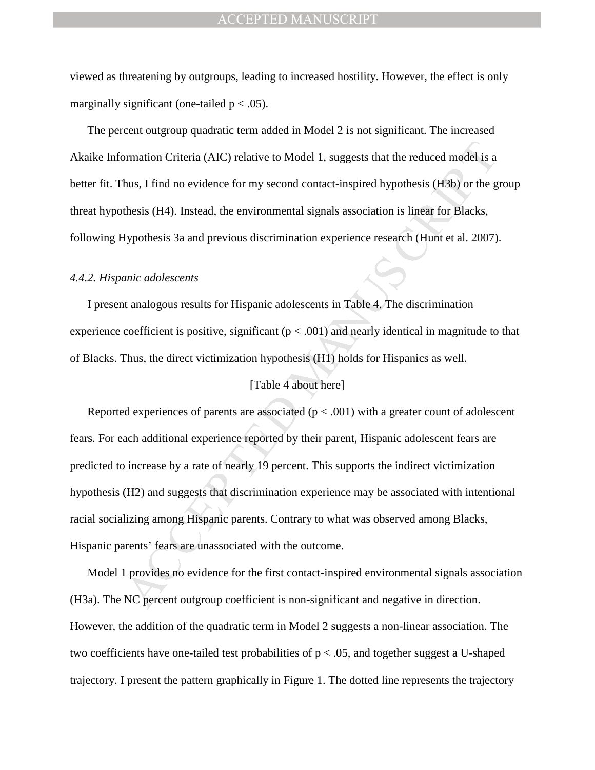viewed as threatening by outgroups, leading to increased hostility. However, the effect is only marginally significant (one-tailed $p < .05$).

The percent outgroup quadratic term added in Model 2 is not significant. The increased Akaike Information Criteria (AIC) relative to Model 1, suggests that the reduced model is a better fit. Thus, I find no evidence for my second contact-inspired hypothesis (H3b) or the group threat hypothesis (H4). Instead, the environmental signals association is linear for Blacks, following Hypothesis 3a and previous discrimination experience research (Hunt et al. 2007).

### *4.4.2. Hispanic adolescents*

I present analogous results for Hispanic adolescents in Table 4. The discrimination experience coefficient is positive, significant ($p < .001$) and nearly identical in magnitude to that of Blacks. Thus, the direct victimization hypothesis (H1) holds for Hispanics as well.

[Table 4 about here]

Reported experiences of parents are associated ($p < .001$) with a greater count of adolescent fears. For each additional experience reported by their parent, Hispanic adolescent fears are predicted to increase by a rate of nearly 19 percent. This supports the indirect victimization hypothesis (H2) and suggests that discrimination experience may be associated with intentional racial socializing among Hispanic parents. Contrary to what was observed among Blacks, Hispanic parents' fears are unassociated with the outcome.

Model 1 provides no evidence for the first contact-inspired environmental signals association (H3a). The NC percent outgroup coefficient is non-significant and negative in direction. However, the addition of the quadratic term in Model 2 suggests a non-linear association. The two coefficients have one-tailed test probabilities of $p < .05$, and together suggest a U-shaped trajectory. I present the pattern graphically in Figure 1. The dotted line represents the trajectory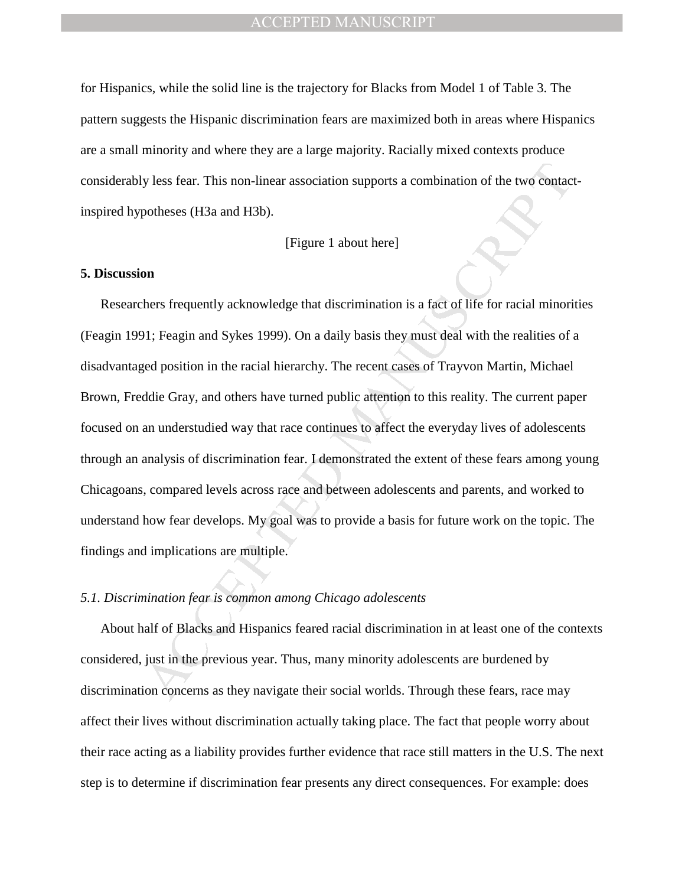for Hispanics, while the solid line is the trajectory for Blacks from Model 1 of Table 3. The pattern suggests the Hispanic discrimination fears are maximized both in areas where Hispanics are a small minority and where they are a large majority. Racially mixed contexts produce considerably less fear. This non-linear association supports a combination of the two contact-inspired hypotheses (H3a and H3b).

[Figure 1 about here]

## 5. Discussion

Researchers frequently acknowledge that discrimination is a fact of life for racial minorities (Feagin 1991; Feagin and Sykes 1999). On a daily basis they must deal with the realities of a disadvantaged position in the racial hierarchy. The recent cases of Trayvon Martin, Michael Brown, Freddie Gray, and others have turned public attention to this reality. The current paper focused on an understudied way that race continues to affect the everyday lives of adolescents through an analysis of discrimination fear. I demonstrated the extent of these fears among young Chicagoans, compared levels across race and between adolescents and parents, and worked to understand how fear develops. My goal was to provide a basis for future work on the topic. The findings and implications are multiple.

### *5.1. Discrimination fear is common among Chicago adolescents*

About half of Blacks and Hispanics feared racial discrimination in at least one of the contexts considered, just in the previous year. Thus, many minority adolescents are burdened by discrimination concerns as they navigate their social worlds. Through these fears, race may affect their lives without discrimination actually taking place. The fact that people worry about their race acting as a liability provides further evidence that race still matters in the U.S. The next step is to determine if discrimination fear presents any direct consequences. For example: does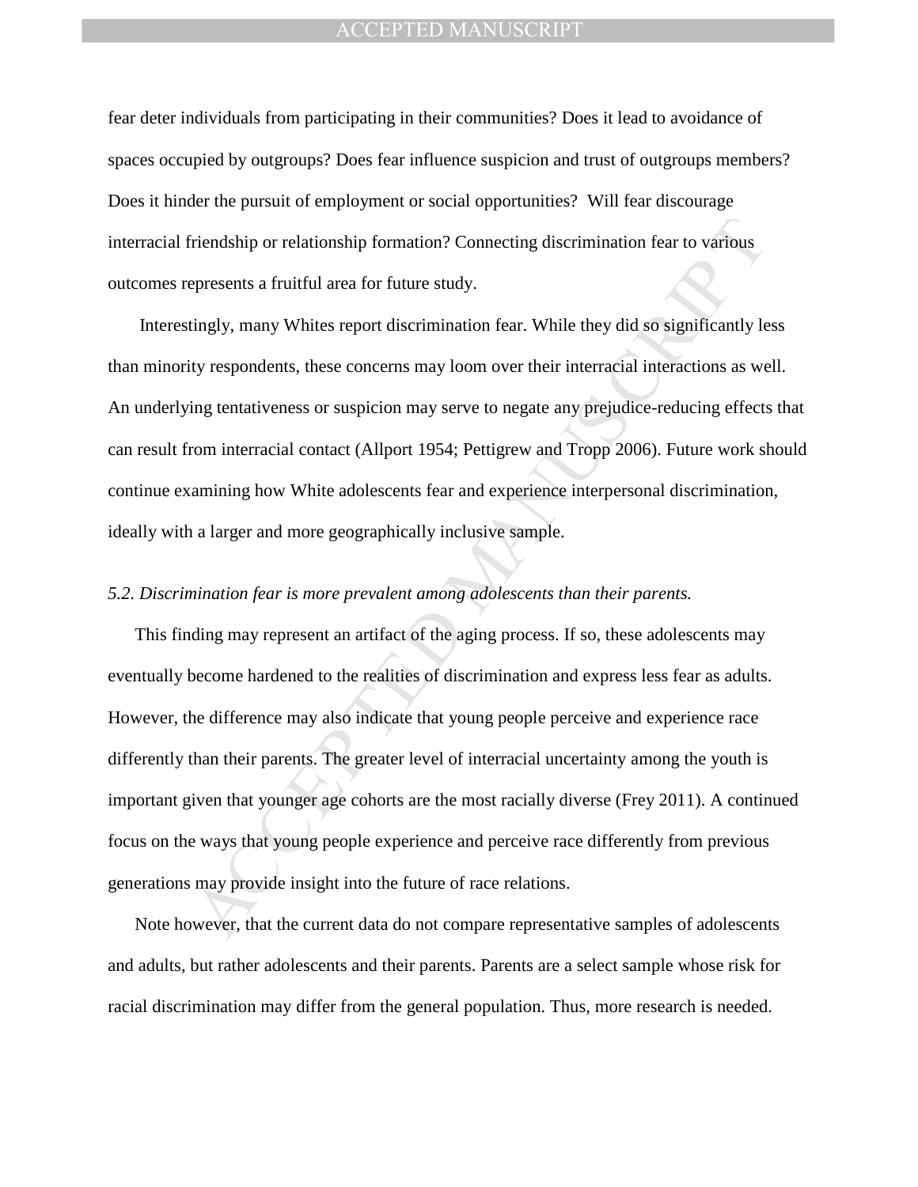fear deter individuals from participating in their communities? Does it lead to avoidance of spaces occupied by outgroups? Does fear influence suspicion and trust of outgroups members? Does it hinder the pursuit of employment or social opportunities? Will fear discourage interracial friendship or relationship formation? Connecting discrimination fear to various outcomes represents a fruitful area for future study.

Interestingly, many Whites report discrimination fear. While they did so significantly less than minority respondents, these concerns may loom over their interracial interactions as well. An underlying tentativeness or suspicion may serve to negate any prejudice-reducing effects that can result from interracial contact (Allport 1954; Pettigrew and Tropp 2006). Future work should continue examining how White adolescents fear and experience interpersonal discrimination, ideally with a larger and more geographically inclusive sample.

### *5.2. Discrimination fear is more prevalent among adolescents than their parents.*

This finding may represent an artifact of the aging process. If so, these adolescents may eventually become hardened to the realities of discrimination and express less fear as adults. However, the difference may also indicate that young people perceive and experience race differently than their parents. The greater level of interracial uncertainty among the youth is important given that younger age cohorts are the most racially diverse (Frey 2011). A continued focus on the ways that young people experience and perceive race differently from previous generations may provide insight into the future of race relations.

Note however, that the current data do not compare representative samples of adolescents and adults, but rather adolescents and their parents. Parents are a select sample whose risk for racial discrimination may differ from the general population. Thus, more research is needed.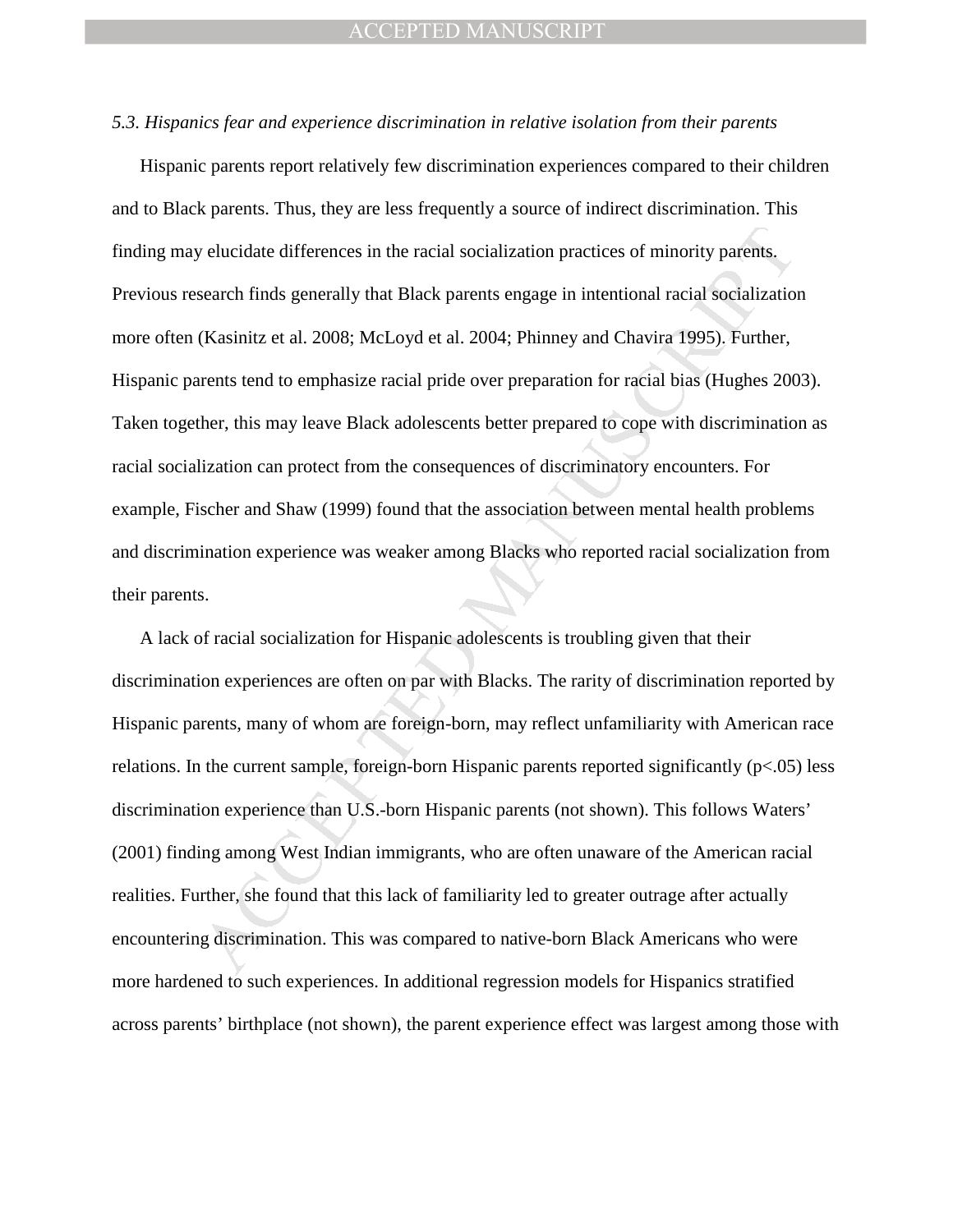*5.3. Hispanics fear and experience discrimination in relative isolation from their parents*

Hispanic parents report relatively few discrimination experiences compared to their children and to Black parents. Thus, they are less frequently a source of indirect discrimination. This finding may elucidate differences in the racial socialization practices of minority parents. Previous research finds generally that Black parents engage in intentional racial socialization more often (Kasinitz et al. 2008; McLoyd et al. 2004; Phinney and Chavira 1995). Further, Hispanic parents tend to emphasize racial pride over preparation for racial bias (Hughes 2003). Taken together, this may leave Black adolescents better prepared to cope with discrimination as racial socialization can protect from the consequences of discriminatory encounters. For example, Fischer and Shaw (1999) found that the association between mental health problems and discrimination experience was weaker among Blacks who reported racial socialization from their parents.

A lack of racial socialization for Hispanic adolescents is troubling given that their discrimination experiences are often on par with Blacks. The rarity of discrimination reported by Hispanic parents, many of whom are foreign-born, may reflect unfamiliarity with American race relations. In the current sample, foreign-born Hispanic parents reported significantly ($p<.05$) less discrimination experience than U.S.-born Hispanic parents (not shown). This follows Waters' (2001) finding among West Indian immigrants, who are often unaware of the American racial realities. Further, she found that this lack of familiarity led to greater outrage after actually encountering discrimination. This was compared to native-born Black Americans who were more hardened to such experiences. In additional regression models for Hispanics stratified across parents' birthplace (not shown), the parent experience effect was largest among those with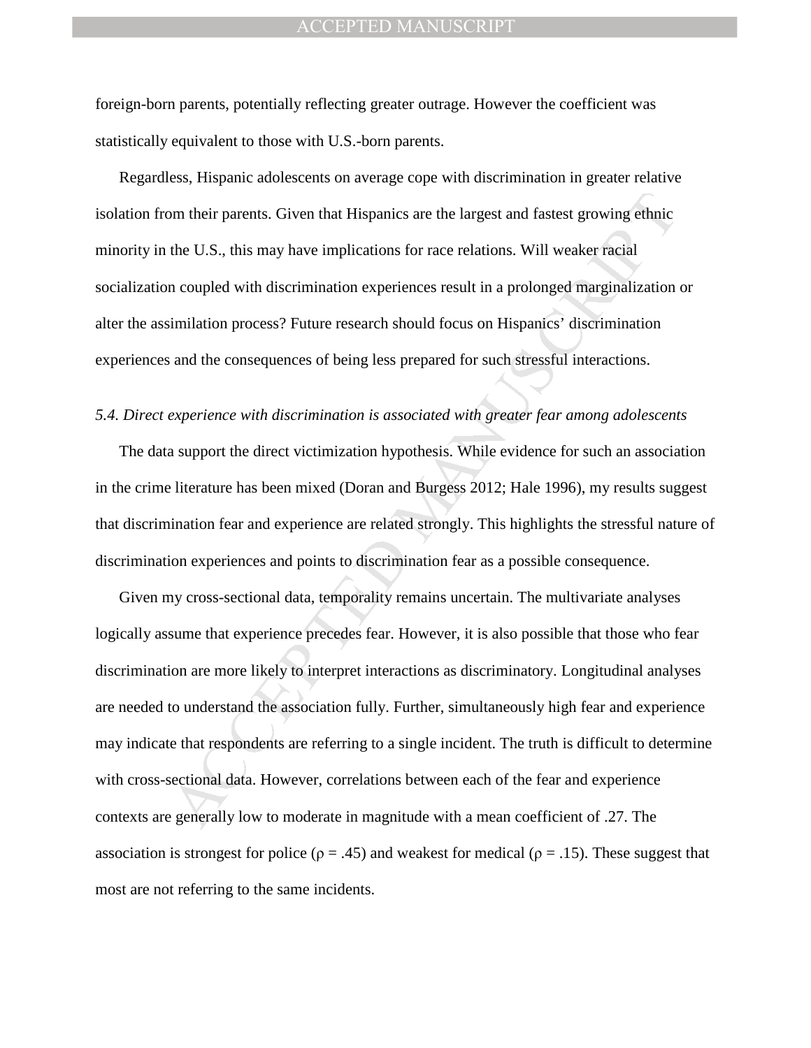foreign-born parents, potentially reflecting greater outrage. However the coefficient was statistically equivalent to those with U.S.-born parents.

Regardless, Hispanic adolescents on average cope with discrimination in greater relative isolation from their parents. Given that Hispanics are the largest and fastest growing ethnic minority in the U.S., this may have implications for race relations. Will weaker racial socialization coupled with discrimination experiences result in a prolonged marginalization or alter the assimilation process? Future research should focus on Hispanics' discrimination experiences and the consequences of being less prepared for such stressful interactions.

### *5.4. Direct experience with discrimination is associated with greater fear among adolescents*

The data support the direct victimization hypothesis. While evidence for such an association in the crime literature has been mixed (Doran and Burgess 2012; Hale 1996), my results suggest that discrimination fear and experience are related strongly. This highlights the stressful nature of discrimination experiences and points to discrimination fear as a possible consequence.

Given my cross-sectional data, temporality remains uncertain. The multivariate analyses logically assume that experience precedes fear. However, it is also possible that those who fear discrimination are more likely to interpret interactions as discriminatory. Longitudinal analyses are needed to understand the association fully. Further, simultaneously high fear and experience may indicate that respondents are referring to a single incident. The truth is difficult to determine with cross-sectional data. However, correlations between each of the fear and experience contexts are generally low to moderate in magnitude with a mean coefficient of .27. The association is strongest for police ($\rho = .45$) and weakest for medical ($\rho = .15$). These suggest that most are not referring to the same incidents.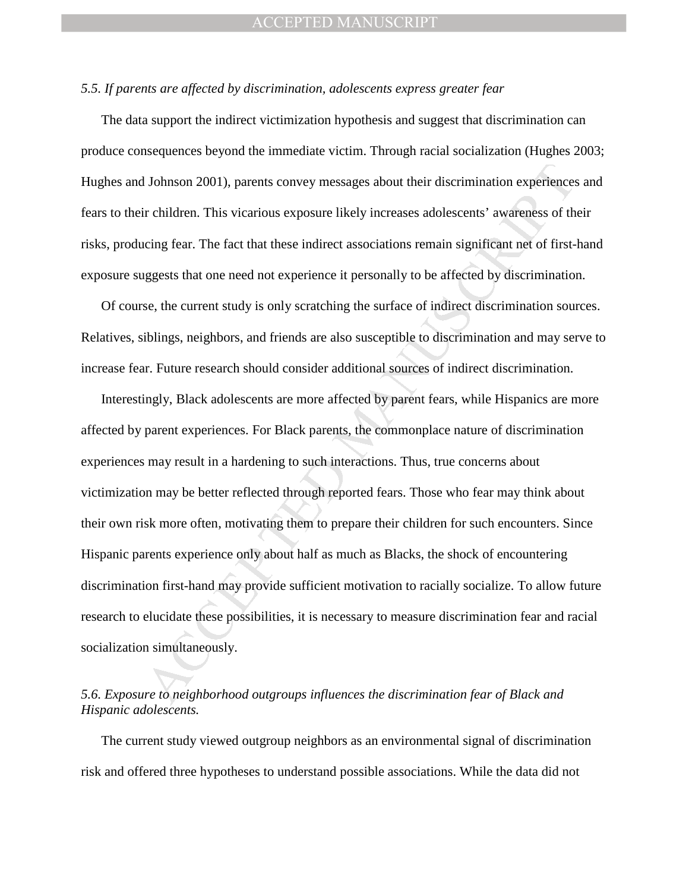*5.5. If parents are affected by discrimination, adolescents express greater fear*

The data support the indirect victimization hypothesis and suggest that discrimination can produce consequences beyond the immediate victim. Through racial socialization (Hughes 2003; Hughes and Johnson 2001), parents convey messages about their discrimination experiences and fears to their children. This vicarious exposure likely increases adolescents' awareness of their risks, producing fear. The fact that these indirect associations remain significant net of first-hand exposure suggests that one need not experience it personally to be affected by discrimination.

Of course, the current study is only scratching the surface of indirect discrimination sources. Relatives, siblings, neighbors, and friends are also susceptible to discrimination and may serve to increase fear. Future research should consider additional sources of indirect discrimination.

Interestingly, Black adolescents are more affected by parent fears, while Hispanics are more affected by parent experiences. For Black parents, the commonplace nature of discrimination experiences may result in a hardening to such interactions. Thus, true concerns about victimization may be better reflected through reported fears. Those who fear may think about their own risk more often, motivating them to prepare their children for such encounters. Since Hispanic parents experience only about half as much as Blacks, the shock of encountering discrimination first-hand may provide sufficient motivation to racially socialize. To allow future research to elucidate these possibilities, it is necessary to measure discrimination fear and racial socialization simultaneously.

*5.6. Exposure to neighborhood outgroups influences the discrimination fear of Black and Hispanic adolescents.*

The current study viewed outgroup neighbors as an environmental signal of discrimination risk and offered three hypotheses to understand possible associations. While the data did not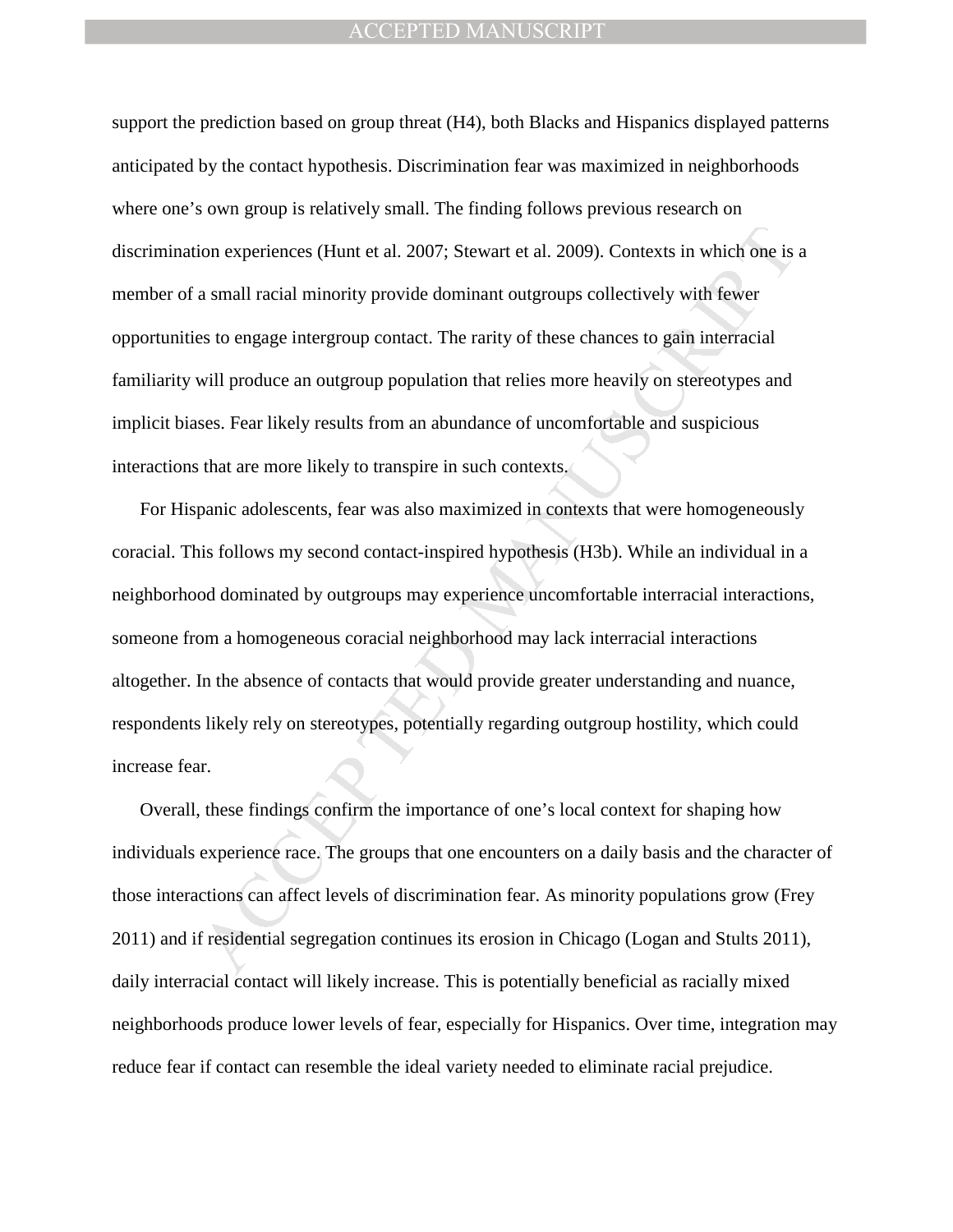support the prediction based on group threat (H4), both Blacks and Hispanics displayed patterns anticipated by the contact hypothesis. Discrimination fear was maximized in neighborhoods where one's own group is relatively small. The finding follows previous research on discrimination experiences (Hunt et al. 2007; Stewart et al. 2009). Contexts in which one is a member of a small racial minority provide dominant outgroups collectively with fewer opportunities to engage intergroup contact. The rarity of these chances to gain interracial familiarity will produce an outgroup population that relies more heavily on stereotypes and implicit biases. Fear likely results from an abundance of uncomfortable and suspicious interactions that are more likely to transpire in such contexts.

For Hispanic adolescents, fear was also maximized in contexts that were homogeneously coracial. This follows my second contact-inspired hypothesis (H3b). While an individual in a neighborhood dominated by outgroups may experience uncomfortable interracial interactions, someone from a homogeneous coracial neighborhood may lack interracial interactions altogether. In the absence of contacts that would provide greater understanding and nuance, respondents likely rely on stereotypes, potentially regarding outgroup hostility, which could increase fear.

Overall, these findings confirm the importance of one's local context for shaping how individuals experience race. The groups that one encounters on a daily basis and the character of those interactions can affect levels of discrimination fear. As minority populations grow (Frey 2011) and if residential segregation continues its erosion in Chicago (Logan and Stults 2011), daily interracial contact will likely increase. This is potentially beneficial as racially mixed neighborhoods produce lower levels of fear, especially for Hispanics. Over time, integration may reduce fear if contact can resemble the ideal variety needed to eliminate racial prejudice.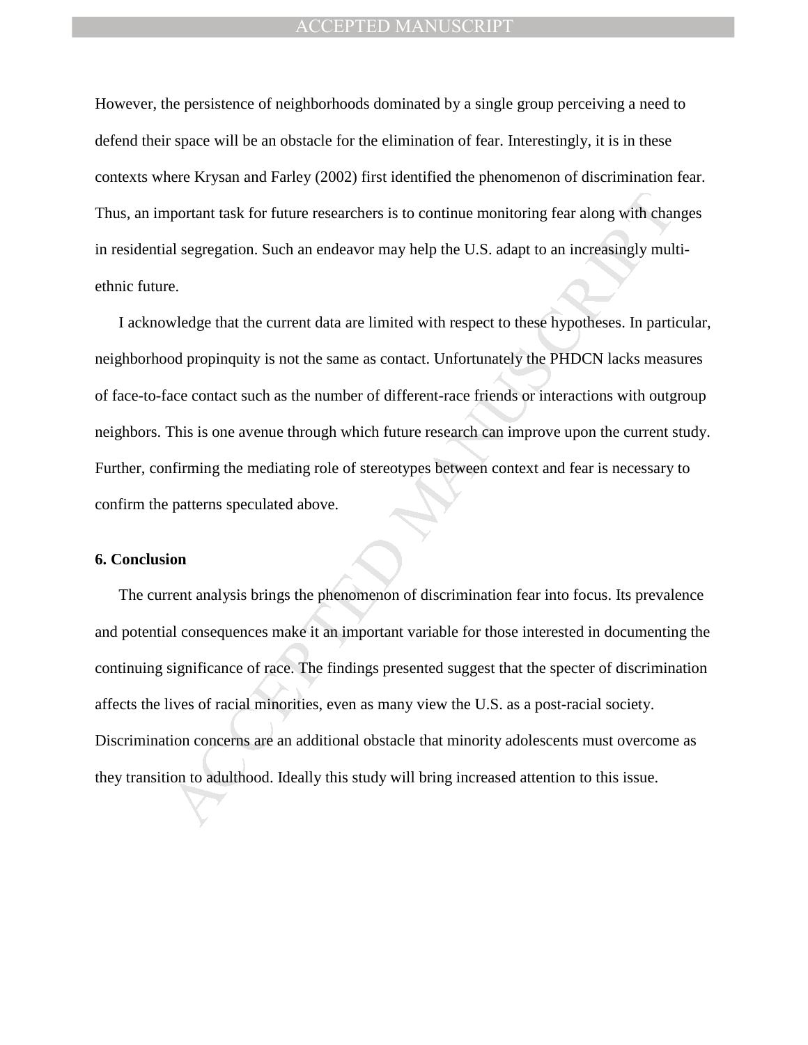However, the persistence of neighborhoods dominated by a single group perceiving a need to defend their space will be an obstacle for the elimination of fear. Interestingly, it is in these contexts where Krysan and Farley (2002) first identified the phenomenon of discrimination fear. Thus, an important task for future researchers is to continue monitoring fear along with changes in residential segregation. Such an endeavor may help the U.S. adapt to an increasingly multi-ethnic future.

I acknowledge that the current data are limited with respect to these hypotheses. In particular, neighborhood propinquity is not the same as contact. Unfortunately the PHDCN lacks measures of face-to-face contact such as the number of different-race friends or interactions with outgroup neighbors. This is one avenue through which future research can improve upon the current study. Further, confirming the mediating role of stereotypes between context and fear is necessary to confirm the patterns speculated above.

## 6. Conclusion

The current analysis brings the phenomenon of discrimination fear into focus. Its prevalence and potential consequences make it an important variable for those interested in documenting the continuing significance of race. The findings presented suggest that the specter of discrimination affects the lives of racial minorities, even as many view the U.S. as a post-racial society. Discrimination concerns are an additional obstacle that minority adolescents must overcome as they transition to adulthood. Ideally this study will bring increased attention to this issue.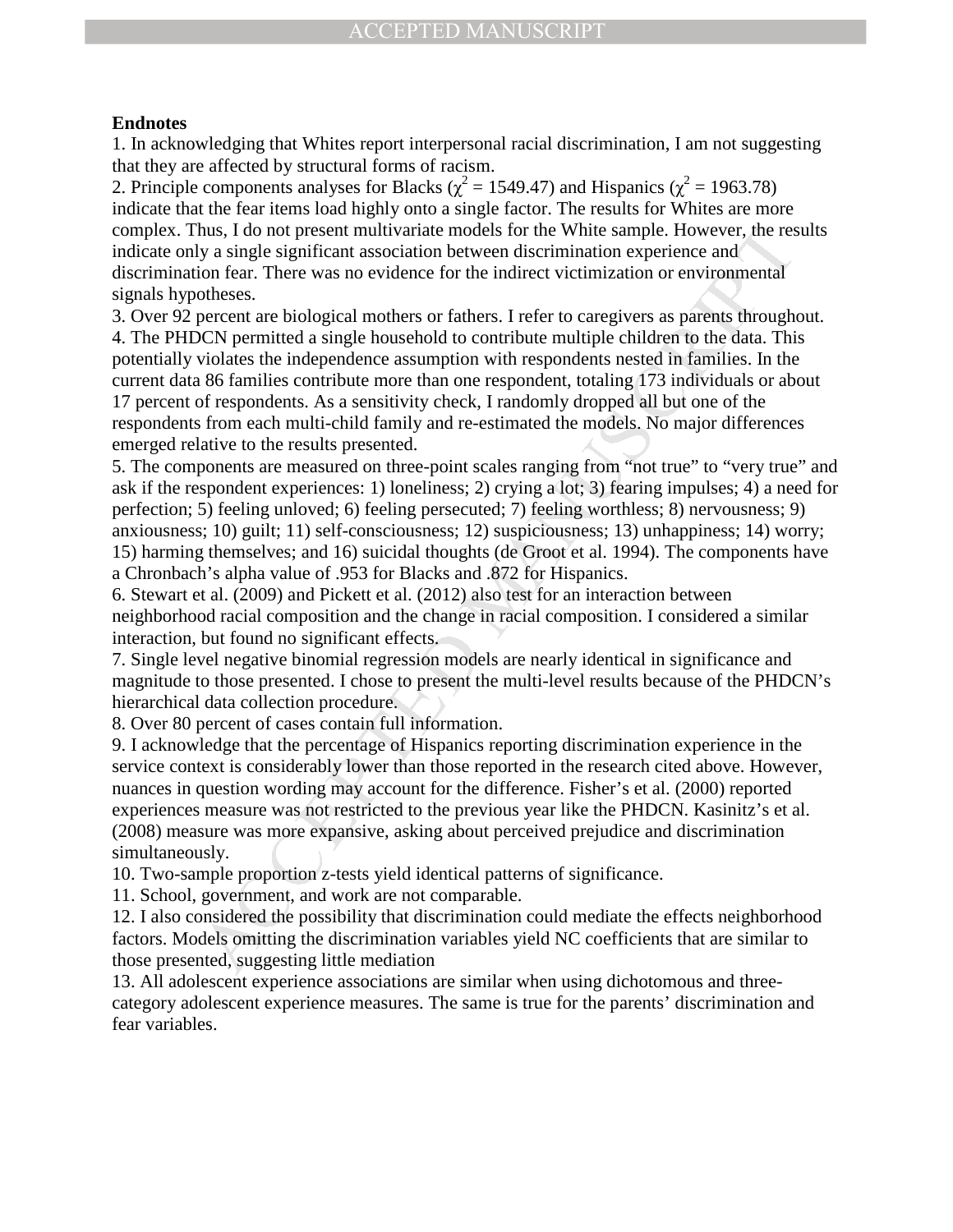**Endnotes**

1. In acknowledging that Whites report interpersonal racial discrimination, I am not suggesting that they are affected by structural forms of racism.
2. Principle components analyses for Blacks ($\chi^2$ = 1549.47) and Hispanics ($\chi^2$ = 1963.78) indicate that the fear items load highly onto a single factor. The results for Whites are more complex. Thus, I do not present multivariate models for the White sample. However, the results indicate only a single significant association between discrimination experience and discrimination fear. There was no evidence for the indirect victimization or environmental signals hypotheses.
3. Over 92 percent are biological mothers or fathers. I refer to caregivers as parents throughout.
4. The PHDCN permitted a single household to contribute multiple children to the data. This potentially violates the independence assumption with respondents nested in families. In the current data 86 families contribute more than one respondent, totaling 173 individuals or about 17 percent of respondents. As a sensitivity check, I randomly dropped all but one of the respondents from each multi-child family and re-estimated the models. No major differences emerged relative to the results presented.
5. The components are measured on three-point scales ranging from "not true" to "very true" and ask if the respondent experiences: 1) loneliness; 2) crying a lot; 3) fearing impulses; 4) a need for perfection; 5) feeling unloved; 6) feeling persecuted; 7) feeling worthless; 8) nervousness; 9) anxiousness; 10) guilt; 11) self-consciousness; 12) suspiciousness; 13) unhappiness; 14) worry; 15) harming themselves; and 16) suicidal thoughts (de Groot et al. 1994). The components have a Chronbach's alpha value of .953 for Blacks and .872 for Hispanics.
6. Stewart et al. (2009) and Pickett et al. (2012) also test for an interaction between neighborhood racial composition and the change in racial composition. I considered a similar interaction, but found no significant effects.
7. Single level negative binomial regression models are nearly identical in significance and magnitude to those presented. I chose to present the multi-level results because of the PHDCN's hierarchical data collection procedure.
8. Over 80 percent of cases contain full information.
9. I acknowledge that the percentage of Hispanics reporting discrimination experience in the service context is considerably lower than those reported in the research cited above. However, nuances in question wording may account for the difference. Fisher's et al. (2000) reported experiences measure was not restricted to the previous year like the PHDCN. Kasinitz's et al. (2008) measure was more expansive, asking about perceived prejudice and discrimination simultaneously.
10. Two-sample proportion z-tests yield identical patterns of significance.
11. School, government, and work are not comparable.
12. I also considered the possibility that discrimination could mediate the effects neighborhood factors. Models omitting the discrimination variables yield NC coefficients that are similar to those presented, suggesting little mediation
13. All adolescent experience associations are similar when using dichotomous and three-category adolescent experience measures. The same is true for the parents' discrimination and fear variables.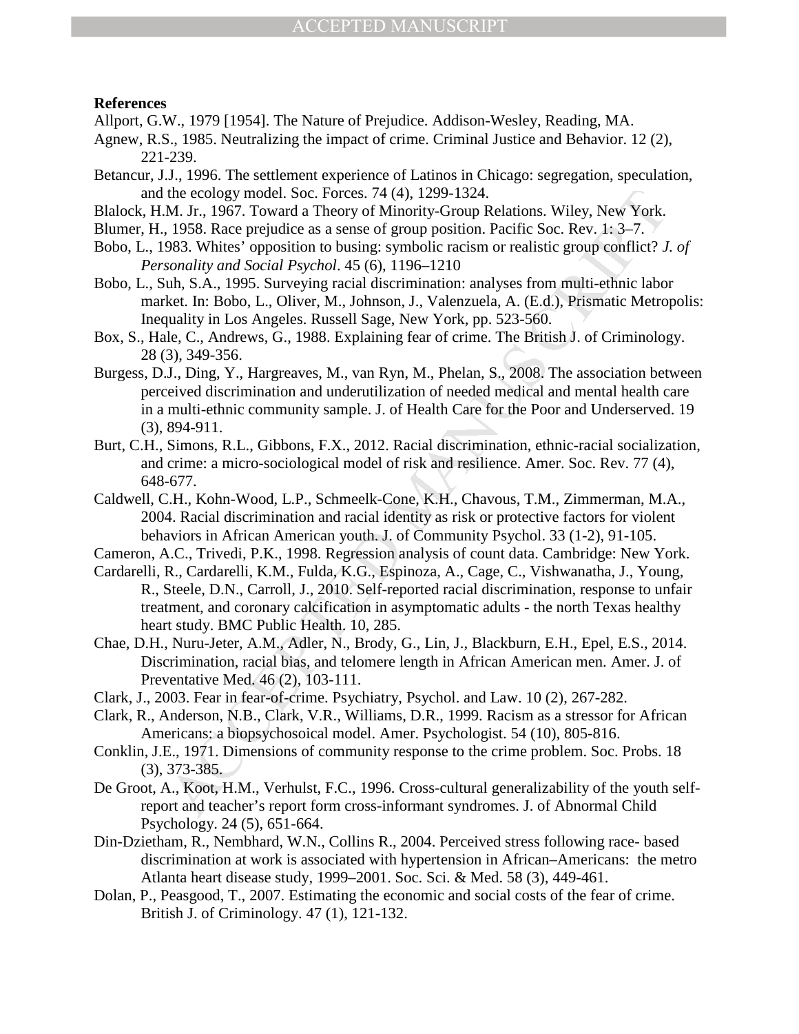**References**

Allport, G.W., 1979 [1954]. The Nature of Prejudice. Addison-Wesley, Reading, MA.

Agnew, R.S., 1985. Neutralizing the impact of crime. Criminal Justice and Behavior. 12 (2), 221-239.

Betancur, J.J., 1996. The settlement experience of Latinos in Chicago: segregation, speculation, and the ecology model. Soc. Forces. 74 (4), 1299-1324.

Blalock, H.M. Jr., 1967. Toward a Theory of Minority-Group Relations. Wiley, New York.

Blumer, H., 1958. Race prejudice as a sense of group position. Pacific Soc. Rev. 1: 3–7.

Bobo, L., 1983. Whites' opposition to busing: symbolic racism or realistic group conflict? *J. of Personality and Social Psychol*. 45 (6), 1196–1210

Bobo, L., Suh, S.A., 1995. Surveying racial discrimination: analyses from multi-ethnic labor market. In: Bobo, L., Oliver, M., Johnson, J., Valenzuela, A. (E.d.), Prismatic Metropolis: Inequality in Los Angeles. Russell Sage, New York, pp. 523-560.

Box, S., Hale, C., Andrews, G., 1988. Explaining fear of crime. The British J. of Criminology. 28 (3), 349-356.

Burgess, D.J., Ding, Y., Hargreaves, M., van Ryn, M., Phelan, S., 2008. The association between perceived discrimination and underutilization of needed medical and mental health care in a multi-ethnic community sample. J. of Health Care for the Poor and Underserved. 19 (3), 894-911.

Burt, C.H., Simons, R.L., Gibbons, F.X., 2012. Racial discrimination, ethnic-racial socialization, and crime: a micro-sociological model of risk and resilience. Amer. Soc. Rev. 77 (4), 648-677.

Caldwell, C.H., Kohn-Wood, L.P., Schmeelk-Cone, K.H., Chavous, T.M., Zimmerman, M.A., 2004. Racial discrimination and racial identity as risk or protective factors for violent behaviors in African American youth. J. of Community Psychol. 33 (1-2), 91-105.

Cameron, A.C., Trivedi, P.K., 1998. Regression analysis of count data. Cambridge: New York.

Cardarelli, R., Cardarelli, K.M., Fulda, K.G., Espinoza, A., Cage, C., Vishwanatha, J., Young, R., Steele, D.N., Carroll, J., 2010. Self-reported racial discrimination, response to unfair treatment, and coronary calcification in asymptomatic adults - the north Texas healthy heart study. BMC Public Health. 10, 285.

Chae, D.H., Nuru-Jeter, A.M., Adler, N., Brody, G., Lin, J., Blackburn, E.H., Epel, E.S., 2014. Discrimination, racial bias, and telomere length in African American men. Amer. J. of Preventative Med. 46 (2), 103-111.

Clark, J., 2003. Fear in fear-of-crime. Psychiatry, Psychol. and Law. 10 (2), 267-282.

Clark, R., Anderson, N.B., Clark, V.R., Williams, D.R., 1999. Racism as a stressor for African Americans: a biopsychosoical model. Amer. Psychologist. 54 (10), 805-816.

Conklin, J.E., 1971. Dimensions of community response to the crime problem. Soc. Probs. 18 (3), 373-385.

De Groot, A., Koot, H.M., Verhulst, F.C., 1996. Cross-cultural generalizability of the youth self-report and teacher's report form cross-informant syndromes. J. of Abnormal Child Psychology. 24 (5), 651-664.

Din-Dzietham, R., Nembhard, W.N., Collins R., 2004. Perceived stress following race- based discrimination at work is associated with hypertension in African–Americans: the metro Atlanta heart disease study, 1999–2001. Soc. Sci. & Med. 58 (3), 449-461.

Dolan, P., Peasgood, T., 2007. Estimating the economic and social costs of the fear of crime. British J. of Criminology. 47 (1), 121-132.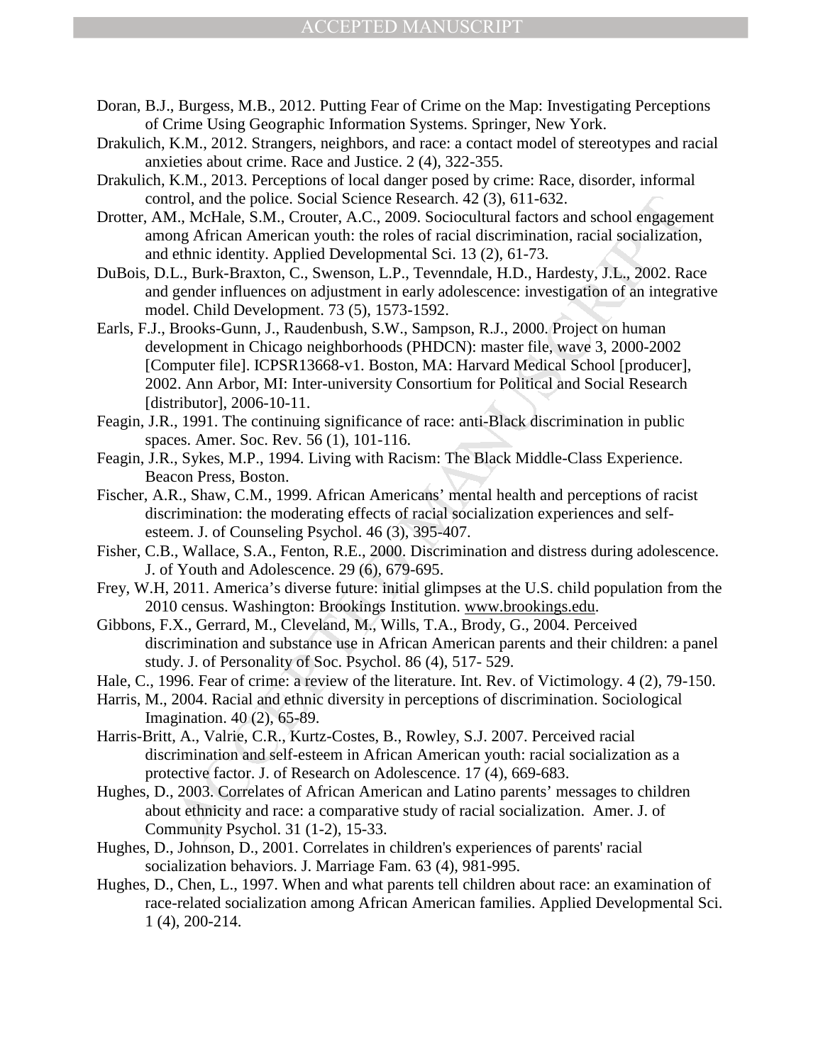Doran, B.J., Burgess, M.B., 2012. Putting Fear of Crime on the Map: Investigating Perceptions of Crime Using Geographic Information Systems. Springer, New York.

Drakulich, K.M., 2012. Strangers, neighbors, and race: a contact model of stereotypes and racial anxieties about crime. Race and Justice. 2 (4), 322-355.

Drakulich, K.M., 2013. Perceptions of local danger posed by crime: Race, disorder, informal control, and the police. Social Science Research. 42 (3), 611-632.

Drotter, AM., McHale, S.M., Crouter, A.C., 2009. Sociocultural factors and school engagement among African American youth: the roles of racial discrimination, racial socialization, and ethnic identity. Applied Developmental Sci. 13 (2), 61-73.

DuBois, D.L., Burk-Braxton, C., Swenson, L.P., Tevenndale, H.D., Hardesty, J.L., 2002. Race and gender influences on adjustment in early adolescence: investigation of an integrative model. Child Development. 73 (5), 1573-1592.

Earls, F.J., Brooks-Gunn, J., Raudenbush, S.W., Sampson, R.J., 2000. Project on human development in Chicago neighborhoods (PHDCN): master file, wave 3, 2000-2002 [Computer file]. ICPSR13668-v1. Boston, MA: Harvard Medical School [producer], 2002. Ann Arbor, MI: Inter-university Consortium for Political and Social Research [distributor], 2006-10-11.

Feagin, J.R., 1991. The continuing significance of race: anti-Black discrimination in public spaces. Amer. Soc. Rev. 56 (1), 101-116.

Feagin, J.R., Sykes, M.P., 1994. Living with Racism: The Black Middle-Class Experience. Beacon Press, Boston.

Fischer, A.R., Shaw, C.M., 1999. African Americans' mental health and perceptions of racist discrimination: the moderating effects of racial socialization experiences and self-esteem. J. of Counseling Psychol. 46 (3), 395-407.

Fisher, C.B., Wallace, S.A., Fenton, R.E., 2000. Discrimination and distress during adolescence. J. of Youth and Adolescence. 29 (6), 679-695.

Frey, W.H, 2011. America's diverse future: initial glimpses at the U.S. child population from the 2010 census. Washington: Brookings Institution. www.brookings.edu.

Gibbons, F.X., Gerrard, M., Cleveland, M., Wills, T.A., Brody, G., 2004. Perceived discrimination and substance use in African American parents and their children: a panel study. J. of Personality of Soc. Psychol. 86 (4), 517- 529.

Hale, C., 1996. Fear of crime: a review of the literature. Int. Rev. of Victimology. 4 (2), 79-150.

Harris, M., 2004. Racial and ethnic diversity in perceptions of discrimination. Sociological Imagination. 40 (2), 65-89.

Harris-Britt, A., Valrie, C.R., Kurtz-Costes, B., Rowley, S.J. 2007. Perceived racial discrimination and self-esteem in African American youth: racial socialization as a protective factor. J. of Research on Adolescence. 17 (4), 669-683.

Hughes, D., 2003. Correlates of African American and Latino parents' messages to children about ethnicity and race: a comparative study of racial socialization. Amer. J. of Community Psychol. 31 (1-2), 15-33.

Hughes, D., Johnson, D., 2001. Correlates in children's experiences of parents' racial socialization behaviors. J. Marriage Fam. 63 (4), 981-995.

Hughes, D., Chen, L., 1997. When and what parents tell children about race: an examination of race-related socialization among African American families. Applied Developmental Sci. 1 (4), 200-214.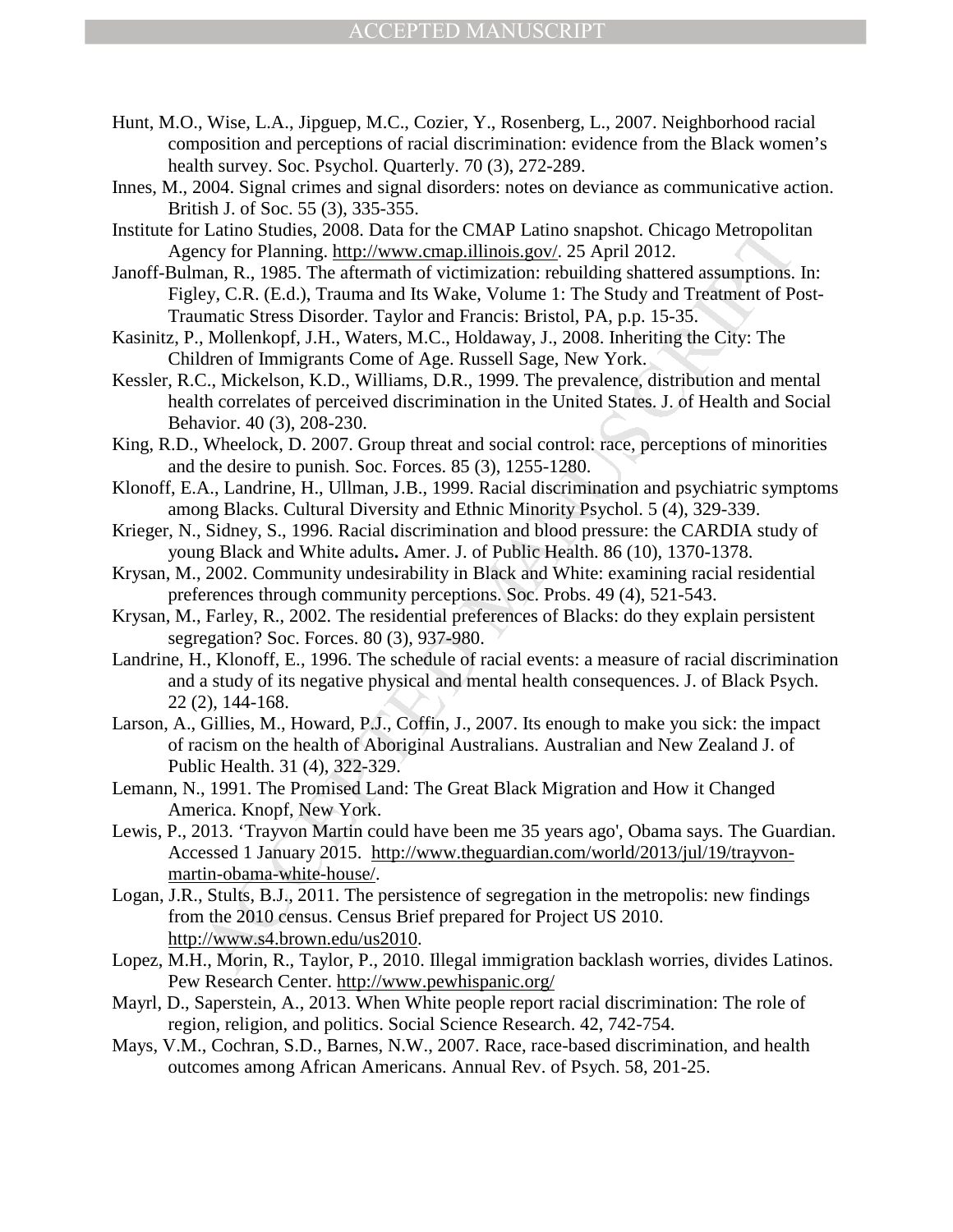Hunt, M.O., Wise, L.A., Jipguep, M.C., Cozier, Y., Rosenberg, L., 2007. Neighborhood racial composition and perceptions of racial discrimination: evidence from the Black women's health survey. Soc. Psychol. Quarterly. 70 (3), 272-289.

Innes, M., 2004. Signal crimes and signal disorders: notes on deviance as communicative action. British J. of Soc. 55 (3), 335-355.

Institute for Latino Studies, 2008. Data for the CMAP Latino snapshot. Chicago Metropolitan Agency for Planning. http://www.cmap.illinois.gov/. 25 April 2012.

Janoff-Bulman, R., 1985. The aftermath of victimization: rebuilding shattered assumptions. In: Figley, C.R. (E.d.), Trauma and Its Wake, Volume 1: The Study and Treatment of Post-Traumatic Stress Disorder. Taylor and Francis: Bristol, PA, p.p. 15-35.

Kasinitz, P., Mollenkopf, J.H., Waters, M.C., Holdaway, J., 2008. Inheriting the City: The Children of Immigrants Come of Age. Russell Sage, New York.

Kessler, R.C., Mickelson, K.D., Williams, D.R., 1999. The prevalence, distribution and mental health correlates of perceived discrimination in the United States. J. of Health and Social Behavior. 40 (3), 208-230.

King, R.D., Wheelock, D. 2007. Group threat and social control: race, perceptions of minorities and the desire to punish. Soc. Forces. 85 (3), 1255-1280.

Klonoff, E.A., Landrine, H., Ullman, J.B., 1999. Racial discrimination and psychiatric symptoms among Blacks. Cultural Diversity and Ethnic Minority Psychol. 5 (4), 329-339.

Krieger, N., Sidney, S., 1996. Racial discrimination and blood pressure: the CARDIA study of young Black and White adults**.** Amer. J. of Public Health. 86 (10), 1370-1378.

Krysan, M., 2002. Community undesirability in Black and White: examining racial residential preferences through community perceptions. Soc. Probs. 49 (4), 521-543.

Krysan, M., Farley, R., 2002. The residential preferences of Blacks: do they explain persistent segregation? Soc. Forces. 80 (3), 937-980.

Landrine, H., Klonoff, E., 1996. The schedule of racial events: a measure of racial discrimination and a study of its negative physical and mental health consequences. J. of Black Psych. 22 (2), 144-168.

Larson, A., Gillies, M., Howard, P.J., Coffin, J., 2007. Its enough to make you sick: the impact of racism on the health of Aboriginal Australians. Australian and New Zealand J. of Public Health. 31 (4), 322-329.

Lemann, N., 1991. The Promised Land: The Great Black Migration and How it Changed America. Knopf, New York.

Lewis, P., 2013. 'Trayvon Martin could have been me 35 years ago', Obama says. The Guardian. Accessed 1 January 2015. http://www.theguardian.com/world/2013/jul/19/trayvon-martin-obama-white-house/.

Logan, J.R., Stults, B.J., 2011. The persistence of segregation in the metropolis: new findings from the 2010 census. Census Brief prepared for Project US 2010. http://www.s4.brown.edu/us2010.

Lopez, M.H., Morin, R., Taylor, P., 2010. Illegal immigration backlash worries, divides Latinos. Pew Research Center. http://www.pewhispanic.org/

Mayrl, D., Saperstein, A., 2013. When White people report racial discrimination: The role of region, religion, and politics. Social Science Research. 42, 742-754.

Mays, V.M., Cochran, S.D., Barnes, N.W., 2007. Race, race-based discrimination, and health outcomes among African Americans. Annual Rev. of Psych. 58, 201-25.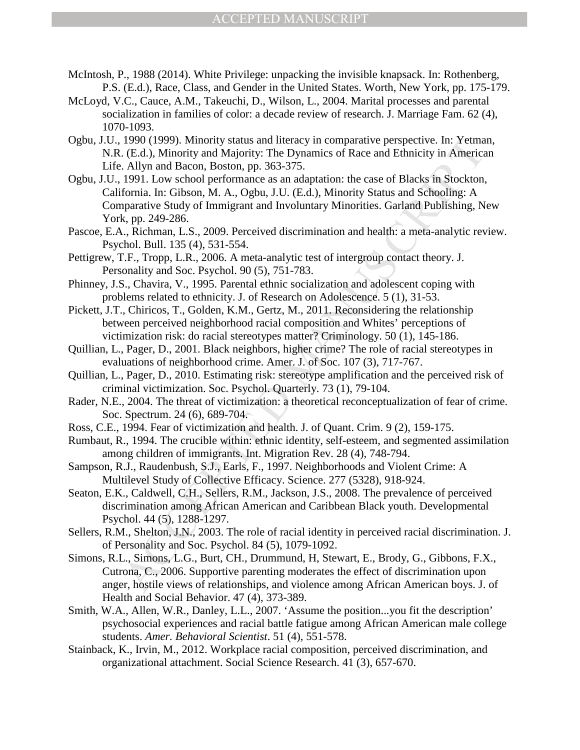McIntosh, P., 1988 (2014). White Privilege: unpacking the invisible knapsack. In: Rothenberg, P.S. (E.d.), Race, Class, and Gender in the United States. Worth, New York, pp. 175-179.

McLoyd, V.C., Cauce, A.M., Takeuchi, D., Wilson, L., 2004. Marital processes and parental socialization in families of color: a decade review of research. J. Marriage Fam. 62 (4), 1070-1093.

Ogbu, J.U., 1990 (1999). Minority status and literacy in comparative perspective. In: Yetman, N.R. (E.d.), Minority and Majority: The Dynamics of Race and Ethnicity in American Life. Allyn and Bacon, Boston, pp. 363-375.

Ogbu, J.U., 1991. Low school performance as an adaptation: the case of Blacks in Stockton, California. In: Gibson, M. A., Ogbu, J.U. (E.d.), Minority Status and Schooling: A Comparative Study of Immigrant and Involuntary Minorities. Garland Publishing, New York, pp. 249-286.

Pascoe, E.A., Richman, L.S., 2009. Perceived discrimination and health: a meta-analytic review. Psychol. Bull. 135 (4), 531-554.

Pettigrew, T.F., Tropp, L.R., 2006. A meta-analytic test of intergroup contact theory. J. Personality and Soc. Psychol. 90 (5), 751-783.

Phinney, J.S., Chavira, V., 1995. Parental ethnic socialization and adolescent coping with problems related to ethnicity. J. of Research on Adolescence. 5 (1), 31-53.

Pickett, J.T., Chiricos, T., Golden, K.M., Gertz, M., 2011. Reconsidering the relationship between perceived neighborhood racial composition and Whites' perceptions of victimization risk: do racial stereotypes matter? Criminology. 50 (1), 145-186.

Quillian, L., Pager, D., 2001. Black neighbors, higher crime? The role of racial stereotypes in evaluations of neighborhood crime. Amer. J. of Soc. 107 (3), 717-767.

Quillian, L., Pager, D., 2010. Estimating risk: stereotype amplification and the perceived risk of criminal victimization. Soc. Psychol. Quarterly. 73 (1), 79-104.

Rader, N.E., 2004. The threat of victimization: a theoretical reconceptualization of fear of crime. Soc. Spectrum. 24 (6), 689-704.

Ross, C.E., 1994. Fear of victimization and health. J. of Quant. Crim. 9 (2), 159-175.

Rumbaut, R., 1994. The crucible within: ethnic identity, self-esteem, and segmented assimilation among children of immigrants. Int. Migration Rev. 28 (4), 748-794.

Sampson, R.J., Raudenbush, S.J., Earls, F., 1997. Neighborhoods and Violent Crime: A Multilevel Study of Collective Efficacy. Science. 277 (5328), 918-924.

Seaton, E.K., Caldwell, C.H., Sellers, R.M., Jackson, J.S., 2008. The prevalence of perceived discrimination among African American and Caribbean Black youth. Developmental Psychol. 44 (5), 1288-1297.

Sellers, R.M., Shelton, J.N., 2003. The role of racial identity in perceived racial discrimination. J. of Personality and Soc. Psychol. 84 (5), 1079-1092.

Simons, R.L., Simons, L.G., Burt, CH., Drummund, H, Stewart, E., Brody, G., Gibbons, F.X., Cutrona, C., 2006. Supportive parenting moderates the effect of discrimination upon anger, hostile views of relationships, and violence among African American boys. J. of Health and Social Behavior. 47 (4), 373-389.

Smith, W.A., Allen, W.R., Danley, L.L., 2007. 'Assume the position...you fit the description' psychosocial experiences and racial battle fatigue among African American male college students. *Amer. Behavioral Scientist*. 51 (4), 551-578.

Stainback, K., Irvin, M., 2012. Workplace racial composition, perceived discrimination, and organizational attachment. Social Science Research. 41 (3), 657-670.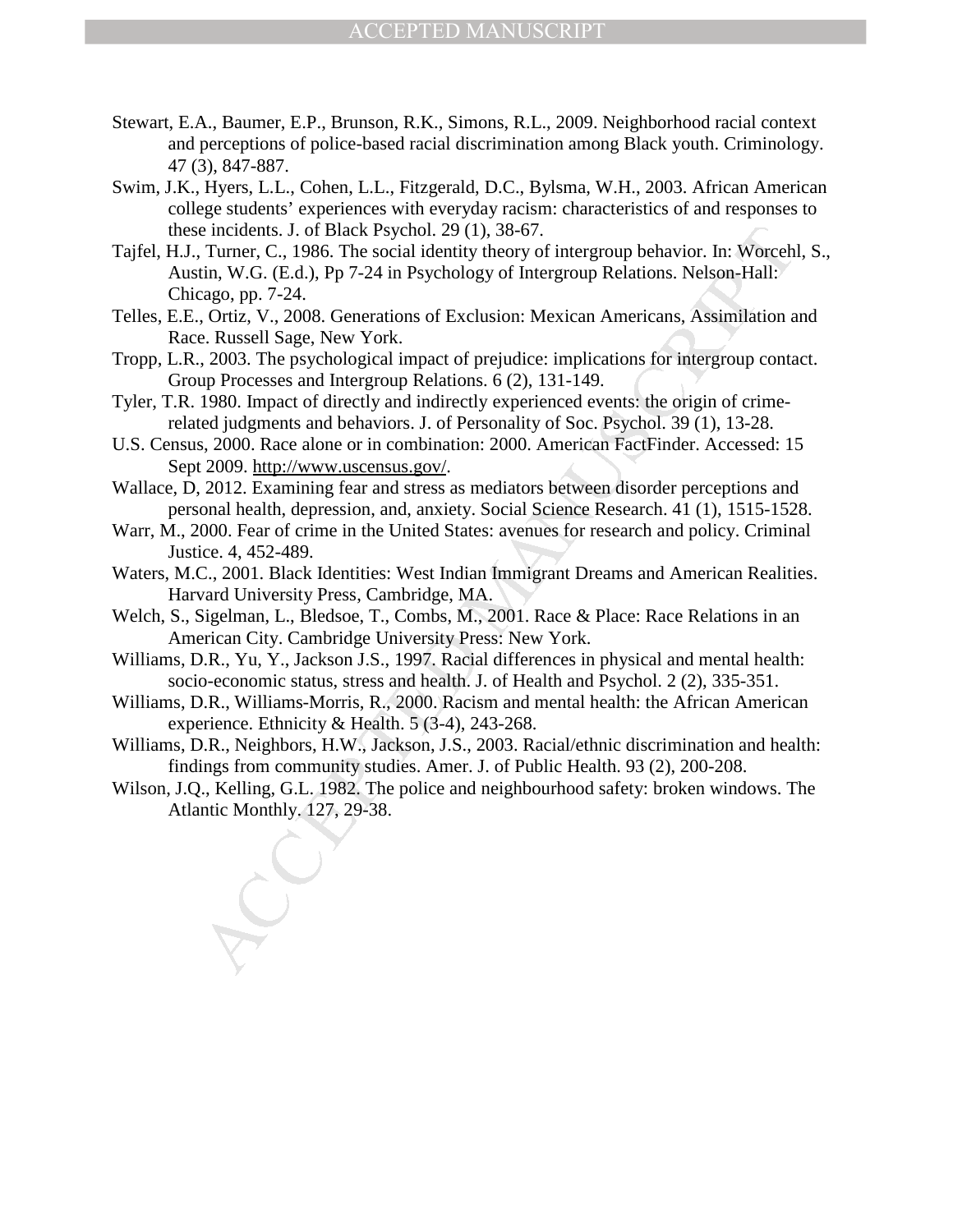Stewart, E.A., Baumer, E.P., Brunson, R.K., Simons, R.L., 2009. Neighborhood racial context and perceptions of police-based racial discrimination among Black youth. Criminology. 47 (3), 847-887.

Swim, J.K., Hyers, L.L., Cohen, L.L., Fitzgerald, D.C., Bylsma, W.H., 2003. African American college students' experiences with everyday racism: characteristics of and responses to these incidents. J. of Black Psychol. 29 (1), 38-67.

Tajfel, H.J., Turner, C., 1986. The social identity theory of intergroup behavior. In: Worcehl, S., Austin, W.G. (E.d.), Pp 7-24 in Psychology of Intergroup Relations. Nelson-Hall: Chicago, pp. 7-24.

Telles, E.E., Ortiz, V., 2008. Generations of Exclusion: Mexican Americans, Assimilation and Race. Russell Sage, New York.

Tropp, L.R., 2003. The psychological impact of prejudice: implications for intergroup contact. Group Processes and Intergroup Relations. 6 (2), 131-149.

Tyler, T.R. 1980. Impact of directly and indirectly experienced events: the origin of crime-related judgments and behaviors. J. of Personality of Soc. Psychol. 39 (1), 13-28.

U.S. Census, 2000. Race alone or in combination: 2000. American FactFinder. Accessed: 15 Sept 2009. http://www.uscensus.gov/.

Wallace, D, 2012. Examining fear and stress as mediators between disorder perceptions and personal health, depression, and, anxiety. Social Science Research. 41 (1), 1515-1528.

Warr, M., 2000. Fear of crime in the United States: avenues for research and policy. Criminal Justice. 4, 452-489.

Waters, M.C., 2001. Black Identities: West Indian Immigrant Dreams and American Realities. Harvard University Press, Cambridge, MA.

Welch, S., Sigelman, L., Bledsoe, T., Combs, M., 2001. Race & Place: Race Relations in an American City. Cambridge University Press: New York.

Williams, D.R., Yu, Y., Jackson J.S., 1997. Racial differences in physical and mental health: socio-economic status, stress and health. J. of Health and Psychol. 2 (2), 335-351.

Williams, D.R., Williams-Morris, R., 2000. Racism and mental health: the African American experience. Ethnicity & Health. 5 (3-4), 243-268.

Williams, D.R., Neighbors, H.W., Jackson, J.S., 2003. Racial/ethnic discrimination and health: findings from community studies. Amer. J. of Public Health. 93 (2), 200-208.

Wilson, J.Q., Kelling, G.L. 1982. The police and neighbourhood safety: broken windows. The Atlantic Monthly. 127, 29-38.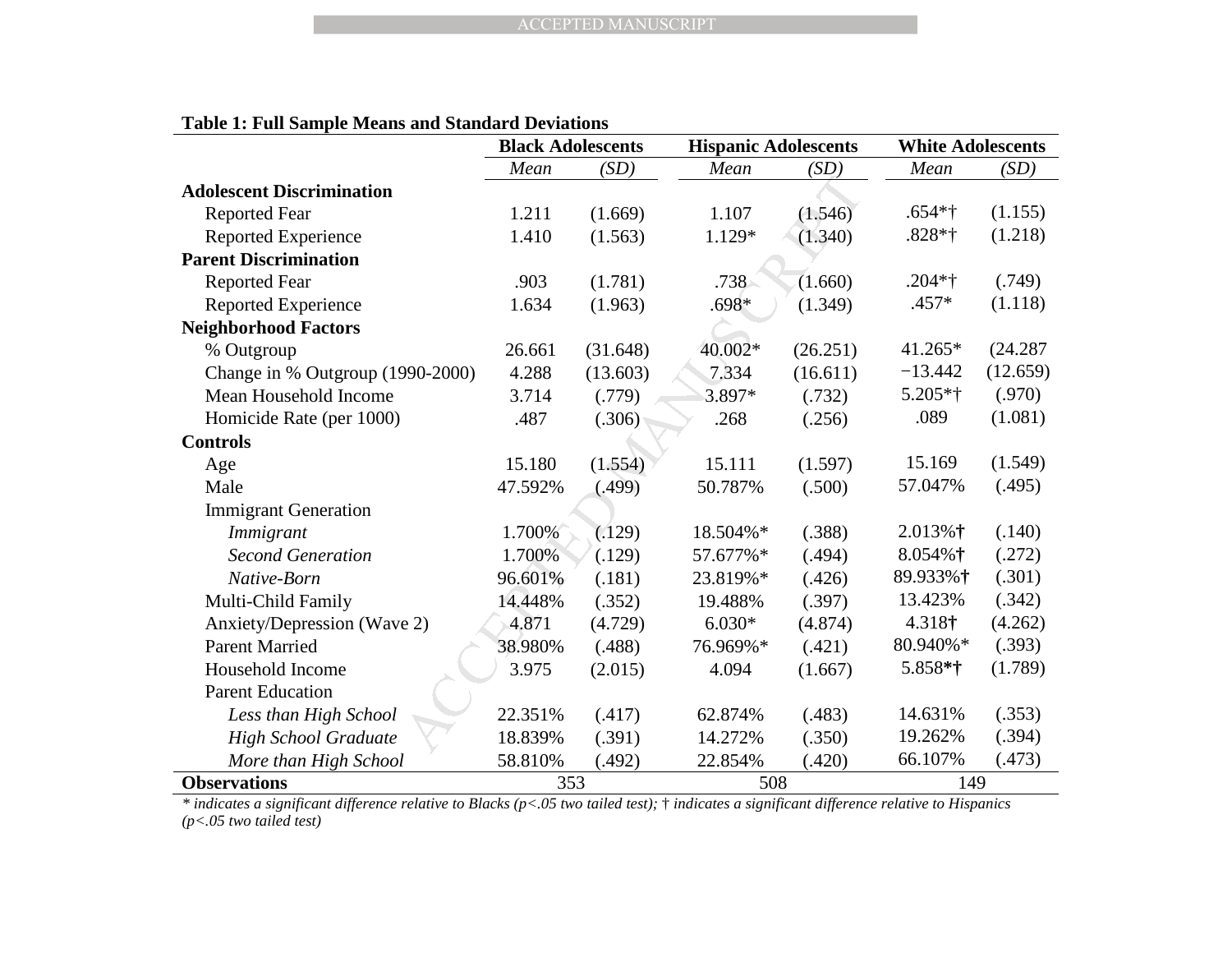**Table 1: Full Sample Means and Standard Deviations**

| | Black Adolescents | | Hispanic Adolescents | | White Adolescents | |
|---|---|---|---|---|---|---|
| | *Mean* | *(SD)* | *Mean* | *(SD)* | *Mean* | *(SD)* |
| **Adolescent Discrimination** | | | | | | |
| Reported Fear | 1.211 | (1.669) | 1.107 | (1.546) | .654*† | (1.155) |
| Reported Experience | 1.410 | (1.563) | 1.129* | (1.340) | .828*† | (1.218) |
| **Parent Discrimination** | | | | | | |
| Reported Fear | .903 | (1.781) | .738 | (1.660) | .204*† | (.749) |
| Reported Experience | 1.634 | (1.963) | .698* | (1.349) | .457* | (1.118) |
| **Neighborhood Factors** | | | | | | |
| % Outgroup | 26.661 | (31.648) | 40.002* | (26.251) | 41.265* | (24.287 |
| Change in % Outgroup (1990-2000) | 4.288 | (13.603) | 7.334 | (16.611) | −13.442 | (12.659) |
| Mean Household Income | 3.714 | (.779) | 3.897* | (.732) | 5.205*† | (.970) |
| Homicide Rate (per 1000) | .487 | (.306) | .268 | (.256) | .089 | (1.081) |
| **Controls** | | | | | | |
| Age | 15.180 | (1.554) | 15.111 | (1.597) | 15.169 | (1.549) |
| Male | 47.592% | (.499) | 50.787% | (.500) | 57.047% | (.495) |
| Immigrant Generation | | | | | | |
| *Immigrant* | 1.700% | (.129) | 18.504%* | (.388) | 2.013%† | (.140) |
| *Second Generation* | 1.700% | (.129) | 57.677%* | (.494) | 8.054%† | (.272) |
| *Native-Born* | 96.601% | (.181) | 23.819%* | (.426) | 89.933%† | (.301) |
| Multi-Child Family | 14.448% | (.352) | 19.488% | (.397) | 13.423% | (.342) |
| Anxiety/Depression (Wave 2) | 4.871 | (4.729) | 6.030* | (4.874) | 4.318† | (4.262) |
| Parent Married | 38.980% | (.488) | 76.969%* | (.421) | 80.940%* | (.393) |
| Household Income | 3.975 | (2.015) | 4.094 | (1.667) | 5.858*† | (1.789) |
| Parent Education | | | | | | |
| *Less than High School* | 22.351% | (.417) | 62.874% | (.483) | 14.631% | (.353) |
| *High School Graduate* | 18.839% | (.391) | 14.272% | (.350) | 19.262% | (.394) |
| *More than High School* | 58.810% | (.492) | 22.854% | (.420) | 66.107% | (.473) |
| **Observations** | 353 | | 508 | | 149 | |

*\* indicates a significant difference relative to Blacks (p<.05 two tailed test); † indicates a significant difference relative to Hispanics (p<.05 two tailed test)*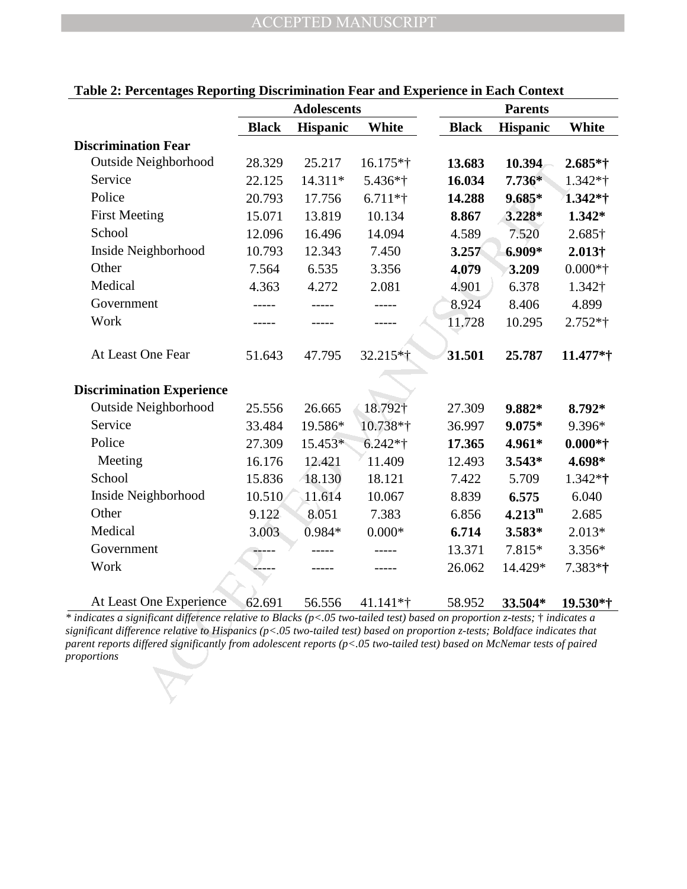**Table 2: Percentages Reporting Discrimination Fear and Experience in Each Context**

| | Adolescents | | | Parents | | |
|---|---|---|---|---|---|---|
| | Black | Hispanic | White | Black | Hispanic | White |
| **Discrimination Fear** | | | | | | |
| Outside Neighborhood | 28.329 | 25.217 | 16.175*† | **13.683** | **10.394** | **2.685*†** |
| Service | 22.125 | 14.311* | 5.436*† | **16.034** | **7.736*** | 1.342*† |
| Police | 20.793 | 17.756 | 6.711*† | **14.288** | **9.685*** | **1.342*†** |
| First Meeting | 15.071 | 13.819 | 10.134 | **8.867** | **3.228*** | **1.342*** |
| School | 12.096 | 16.496 | 14.094 | 4.589 | 7.520 | 2.685† |
| Inside Neighborhood | 10.793 | 12.343 | 7.450 | **3.257** | **6.909*** | **2.013†** |
| Other | 7.564 | 6.535 | 3.356 | **4.079** | **3.209** | 0.000*† |
| Medical | 4.363 | 4.272 | 2.081 | 4.901 | 6.378 | 1.342† |
| Government | ----- | ----- | ----- | 8.924 | 8.406 | 4.899 |
| Work | ----- | ----- | ----- | 11.728 | 10.295 | 2.752*† |
| At Least One Fear | 51.643 | 47.795 | 32.215*† | **31.501** | **25.787** | **11.477*†** |
| **Discrimination Experience** | | | | | | |
| Outside Neighborhood | 25.556 | 26.665 | 18.792† | 27.309 | **9.882*** | **8.792*** |
| Service | 33.484 | 19.586* | 10.738*† | 36.997 | **9.075*** | 9.396* |
| Police | 27.309 | 15.453* | 6.242*† | **17.365** | **4.961*** | **0.000*†** |
| Meeting | 16.176 | 12.421 | 11.409 | 12.493 | **3.543*** | **4.698*** |
| School | 15.836 | 18.130 | 18.121 | 7.422 | 5.709 | 1.342*† |
| Inside Neighborhood | 10.510 | 11.614 | 10.067 | 8.839 | **6.575** | 6.040 |
| Other | 9.122 | 8.051 | 7.383 | 6.856 | **$4.213^{m}$** | 2.685 |
| Medical | 3.003 | 0.984* | 0.000* | **6.714** | **3.583*** | 2.013* |
| Government | ----- | ----- | ----- | 13.371 | 7.815* | 3.356* |
| Work | ----- | ----- | ----- | 26.062 | 14.429* | 7.383*† |
| At Least One Experience | 62.691 | 56.556 | 41.141*† | 58.952 | **33.504*** | **19.530*†** |

*\* indicates a significant difference relative to Blacks (p<.05 two-tailed test) based on proportion z-tests; † indicates a significant difference relative to Hispanics (p<.05 two-tailed test) based on proportion z-tests; Boldface indicates that parent reports differed significantly from adolescent reports (p<.05 two-tailed test) based on McNemar tests of paired proportions*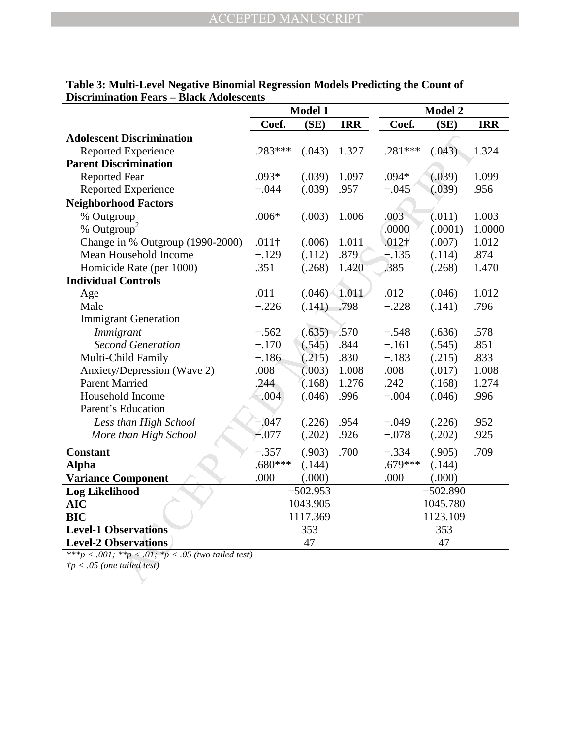**Table 3: Multi-Level Negative Binomial Regression Models Predicting the Count of Discrimination Fears – Black Adolescents**

| | Model 1 | | | Model 2 | | |
|---|---|---|---|---|---|---|
| | **Coef.** | **(SE)** | **IRR** | **Coef.** | **(SE)** | **IRR** |
| **Adolescent Discrimination** | | | | | | |
| Reported Experience | .283*** | (.043) | 1.327 | .281*** | (.043) | 1.324 |
| **Parent Discrimination** | | | | | | |
| Reported Fear | .093* | (.039) | 1.097 | .094* | (.039) | 1.099 |
| Reported Experience | −.044 | (.039) | .957 | −.045 | (.039) | .956 |
| **Neighborhood Factors** | | | | | | |
| % Outgroup | .006* | (.003) | 1.006 | .003 | (.011) | 1.003 |
| % Outgroup$^2$ | | | | .0000 | (.0001) | 1.0000 |
| Change in % Outgroup (1990-2000) | .011† | (.006) | 1.011 | .012† | (.007) | 1.012 |
| Mean Household Income | −.129 | (.112) | .879 | −.135 | (.114) | .874 |
| Homicide Rate (per 1000) | .351 | (.268) | 1.420 | .385 | (.268) | 1.470 |
| **Individual Controls** | | | | | | |
| Age | .011 | (.046) | 1.011 | .012 | (.046) | 1.012 |
| Male | −.226 | (.141) | .798 | −.228 | (.141) | .796 |
| Immigrant Generation | | | | | | |
| *Immigrant* | −.562 | (.635) | .570 | −.548 | (.636) | .578 |
| *Second Generation* | −.170 | (.545) | .844 | −.161 | (.545) | .851 |
| Multi-Child Family | −.186 | (.215) | .830 | −.183 | (.215) | .833 |
| Anxiety/Depression (Wave 2) | .008 | (.003) | 1.008 | .008 | (.017) | 1.008 |
| Parent Married | .244 | (.168) | 1.276 | .242 | (.168) | 1.274 |
| Household Income | −.004 | (.046) | .996 | −.004 | (.046) | .996 |
| Parent's Education | | | | | | |
| *Less than High School* | −.047 | (.226) | .954 | −.049 | (.226) | .952 |
| *More than High School* | −.077 | (.202) | .926 | −.078 | (.202) | .925 |
| **Constant** | −.357 | (.903) | .700 | −.334 | (.905) | .709 |
| **Alpha** | .680*** | (.144) | | .679*** | (.144) | |
| **Variance Component** | .000 | (.000) | | .000 | (.000) | |
| **Log Likelihood** | −502.953 | | | −502.890 | | |
| **AIC** | 1043.905 | | | 1045.780 | | |
| **BIC** | 1117.369 | | | 1123.109 | | |
| **Level-1 Observations** | 353 | | | 353 | | |
| **Level-2 Observations** | 47 | | | 47 | | |

*\*\*\*p < .001; \*\*p < .01; \*p < .05 (two tailed test)*
*†p < .05 (one tailed test)*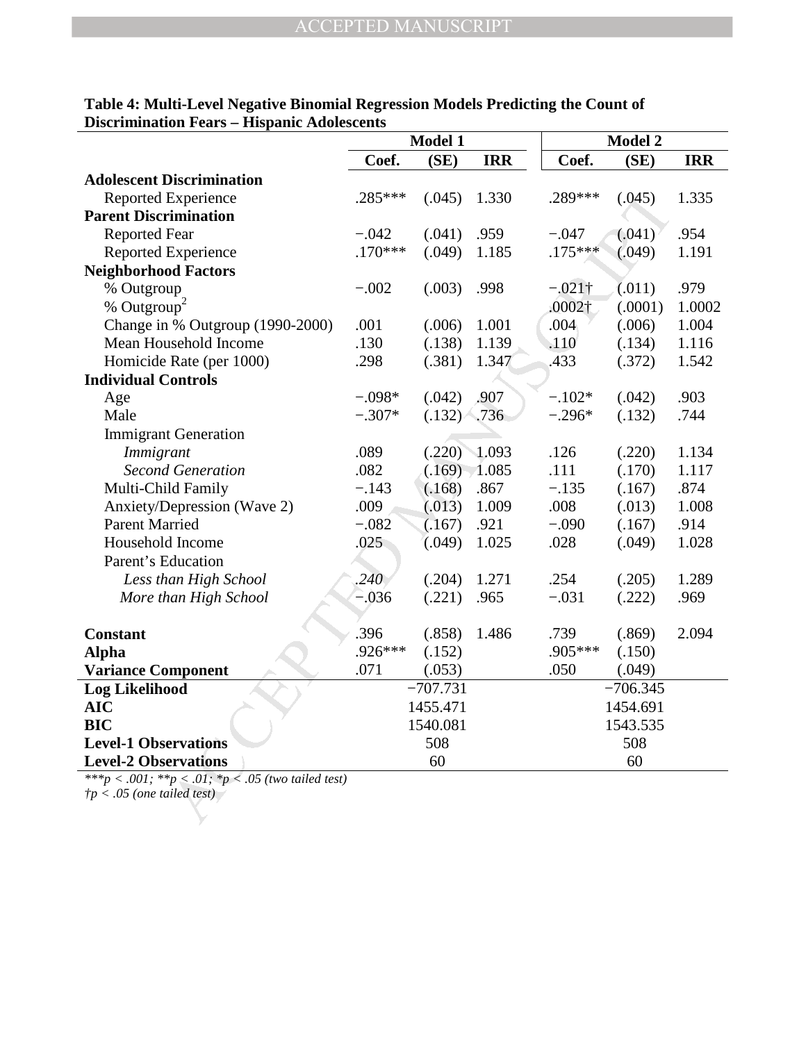**Table 4: Multi-Level Negative Binomial Regression Models Predicting the Count of Discrimination Fears – Hispanic Adolescents**

| | Model 1 | | | Model 2 | | |
|---|---|---|---|---|---|---|
| | **Coef.** | **(SE)** | **IRR** | **Coef.** | **(SE)** | **IRR** |
| **Adolescent Discrimination** | | | | | | |
| Reported Experience | .285*** | (.045) | 1.330 | .289*** | (.045) | 1.335 |
| **Parent Discrimination** | | | | | | |
| Reported Fear | −.042 | (.041) | .959 | −.047 | (.041) | .954 |
| Reported Experience | .170*** | (.049) | 1.185 | .175*** | (.049) | 1.191 |
| **Neighborhood Factors** | | | | | | |
| % Outgroup | −.002 | (.003) | .998 | −.021† | (.011) | .979 |
| % Outgroup$^2$ | | | | .0002† | (.0001) | 1.0002 |
| Change in % Outgroup (1990-2000) | .001 | (.006) | 1.001 | .004 | (.006) | 1.004 |
| Mean Household Income | .130 | (.138) | 1.139 | .110 | (.134) | 1.116 |
| Homicide Rate (per 1000) | .298 | (.381) | 1.347 | .433 | (.372) | 1.542 |
| **Individual Controls** | | | | | | |
| Age | −.098* | (.042) | .907 | −.102* | (.042) | .903 |
| Male | −.307* | (.132) | .736 | −.296* | (.132) | .744 |
| Immigrant Generation | | | | | | |
| *Immigrant* | .089 | (.220) | 1.093 | .126 | (.220) | 1.134 |
| *Second Generation* | .082 | (.169) | 1.085 | .111 | (.170) | 1.117 |
| Multi-Child Family | −.143 | (.168) | .867 | −.135 | (.167) | .874 |
| Anxiety/Depression (Wave 2) | .009 | (.013) | 1.009 | .008 | (.013) | 1.008 |
| Parent Married | −.082 | (.167) | .921 | −.090 | (.167) | .914 |
| Household Income | .025 | (.049) | 1.025 | .028 | (.049) | 1.028 |
| Parent's Education | | | | | | |
| *Less than High School* | .240 | (.204) | 1.271 | .254 | (.205) | 1.289 |
| *More than High School* | −.036 | (.221) | .965 | −.031 | (.222) | .969 |
| **Constant** | .396 | (.858) | 1.486 | .739 | (.869) | 2.094 |
| **Alpha** | .926*** | (.152) | | .905*** | (.150) | |
| **Variance Component** | .071 | (.053) | | .050 | (.049) | |
| **Log Likelihood** | | −707.731 | | | −706.345 | |
| **AIC** | | 1455.471 | | | 1454.691 | |
| **BIC** | | 1540.081 | | | 1543.535 | |
| **Level-1 Observations** | | 508 | | | 508 | |
| **Level-2 Observations** | | 60 | | | 60 | |

*\*\*\*p < .001; \*\*p < .01; \*p < .05 (two tailed test)*

*†p < .05 (one tailed test)*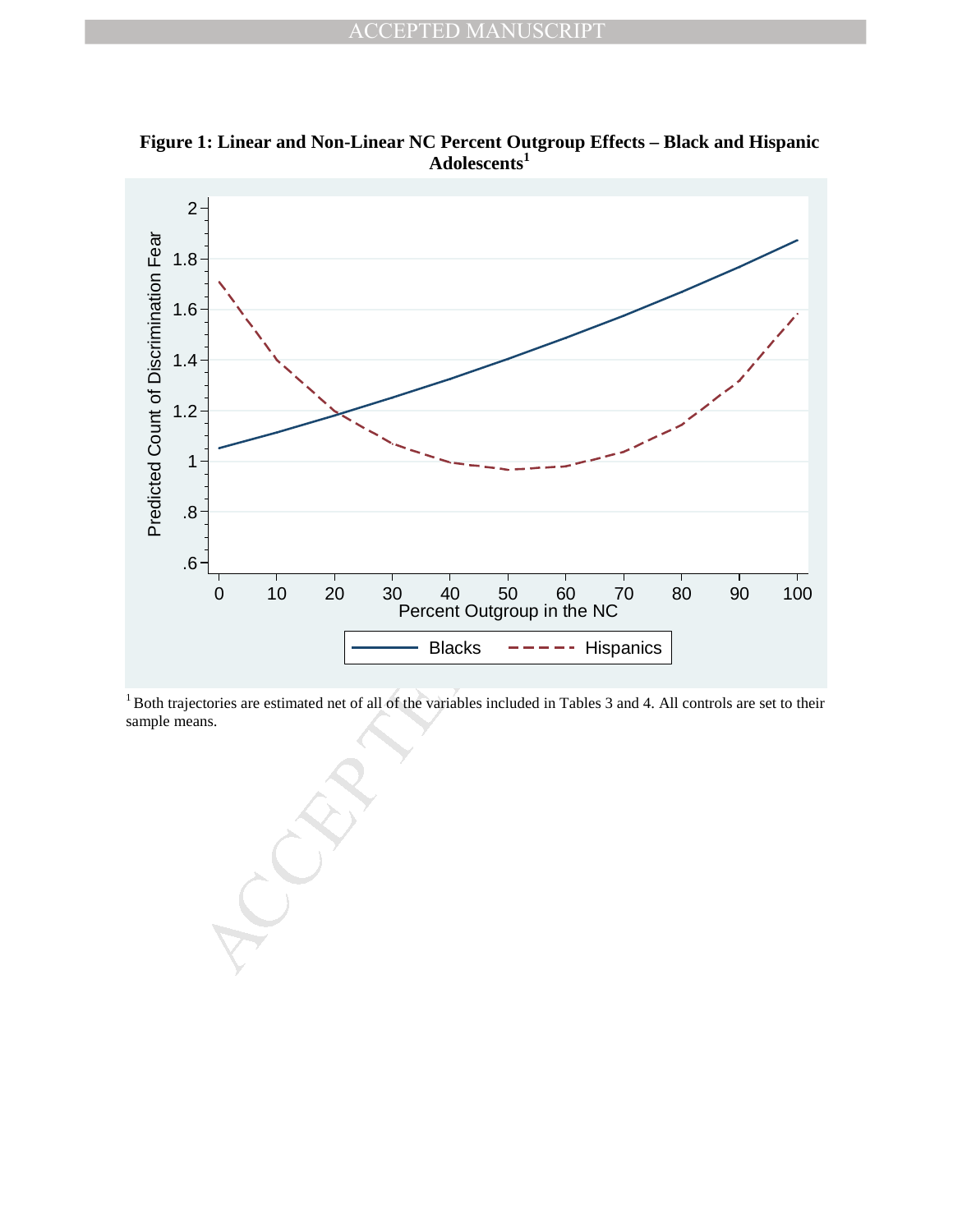**Figure 1: Linear and Non-Linear NC Percent Outgroup Effects – Black and Hispanic Adolescents[1]**

[1] Both trajectories are estimated net of all of the variables included in Tables 3 and 4. All controls are set to their sample means.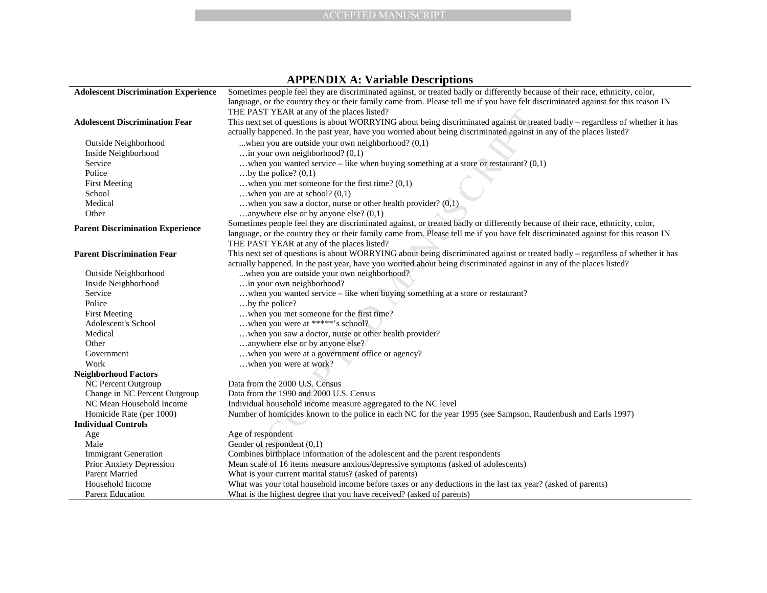# APPENDIX A: Variable Descriptions

| | |
|---|---|
| **Adolescent Discrimination Experience** | Sometimes people feel they are discriminated against, or treated badly or differently because of their race, ethnicity, color, language, or the country they or their family came from. Please tell me if you have felt discriminated against for this reason IN THE PAST YEAR at any of the places listed? |
| **Adolescent Discrimination Fear** | This next set of questions is about WORRYING about being discriminated against or treated badly – regardless of whether it has actually happened. In the past year, have you worried about being discriminated against in any of the places listed? |
| Outside Neighborhood | ...when you are outside your own neighborhood? (0,1) |
| Inside Neighborhood | …in your own neighborhood? (0,1) |
| Service | …when you wanted service – like when buying something at a store or restaurant? (0,1) |
| Police | …by the police? (0,1) |
| First Meeting | …when you met someone for the first time? (0,1) |
| School | …when you are at school? (0,1) |
| Medical | …when you saw a doctor, nurse or other health provider? (0,1) |
| Other | …anywhere else or by anyone else? (0,1) |
| **Parent Discrimination Experience** | Sometimes people feel they are discriminated against, or treated badly or differently because of their race, ethnicity, color, language, or the country they or their family came from. Please tell me if you have felt discriminated against for this reason IN THE PAST YEAR at any of the places listed? |
| **Parent Discrimination Fear** | This next set of questions is about WORRYING about being discriminated against or treated badly – regardless of whether it has actually happened. In the past year, have you worried about being discriminated against in any of the places listed? |
| Outside Neighborhood | ...when you are outside your own neighborhood? |
| Inside Neighborhood | …in your own neighborhood? |
| Service | …when you wanted service – like when buying something at a store or restaurant? |
| Police | …by the police? |
| First Meeting | …when you met someone for the first time? |
| Adolescent's School | …when you were at *****'s school? |
| Medical | …when you saw a doctor, nurse or other health provider? |
| Other | …anywhere else or by anyone else? |
| Government | …when you were at a government office or agency? |
| Work | …when you were at work? |
| **Neighborhood Factors** | |
| NC Percent Outgroup | Data from the 2000 U.S. Census |
| Change in NC Percent Outgroup | Data from the 1990 and 2000 U.S. Census |
| NC Mean Household Income | Individual household income measure aggregated to the NC level |
| Homicide Rate (per 1000) | Number of homicides known to the police in each NC for the year 1995 (see Sampson, Raudenbush and Earls 1997) |
| **Individual Controls** | |
| Age | Age of respondent |
| Male | Gender of respondent (0,1) |
| Immigrant Generation | Combines birthplace information of the adolescent and the parent respondents |
| Prior Anxiety Depression | Mean scale of 16 items measure anxious/depressive symptoms (asked of adolescents) |
| Parent Married | What is your current marital status? (asked of parents) |
| Household Income | What was your total household income before taxes or any deductions in the last tax year? (asked of parents) |
| Parent Education | What is the highest degree that you have received? (asked of parents) |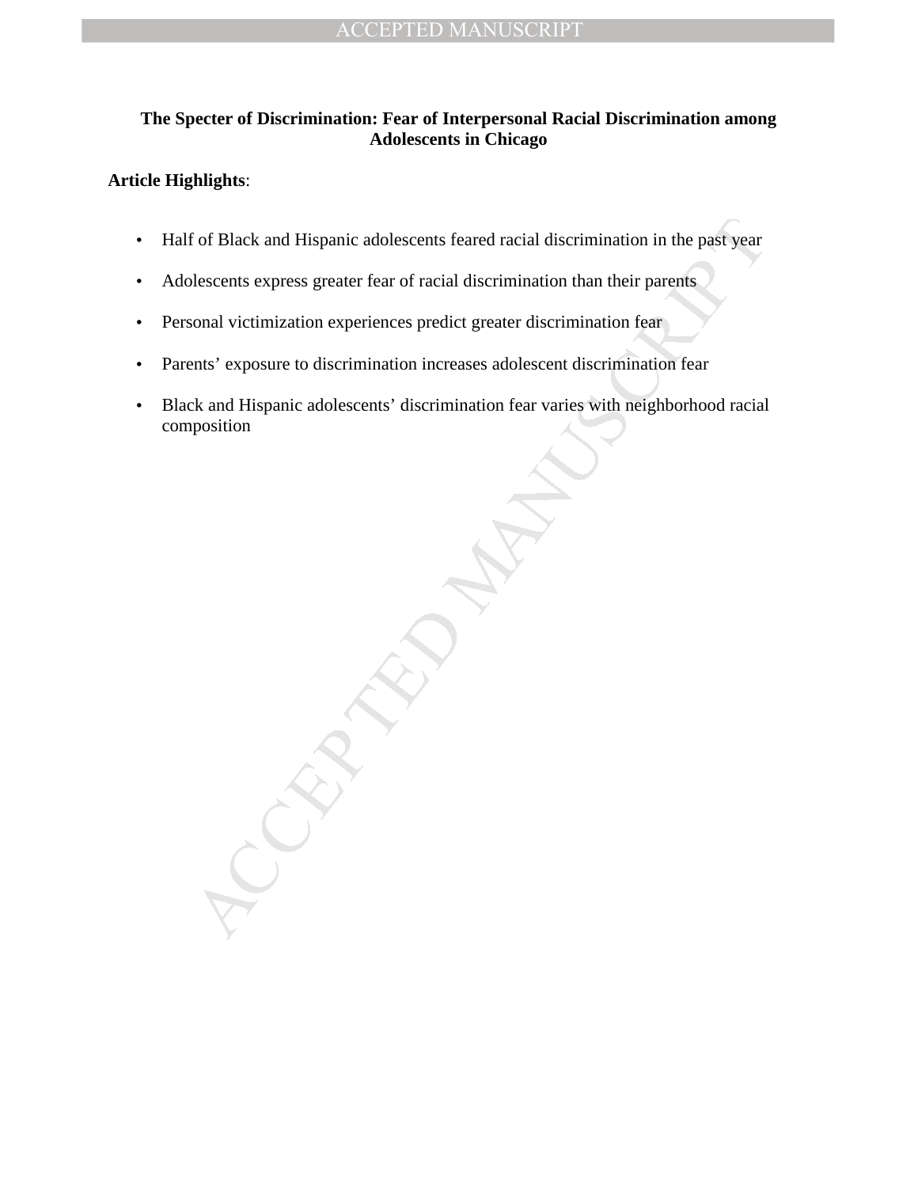**The Specter of Discrimination: Fear of Interpersonal Racial Discrimination among Adolescents in Chicago**

**Article Highlights**:

- Half of Black and Hispanic adolescents feared racial discrimination in the past year
- Adolescents express greater fear of racial discrimination than their parents
- Personal victimization experiences predict greater discrimination fear
- Parents' exposure to discrimination increases adolescent discrimination fear
- Black and Hispanic adolescents' discrimination fear varies with neighborhood racial composition